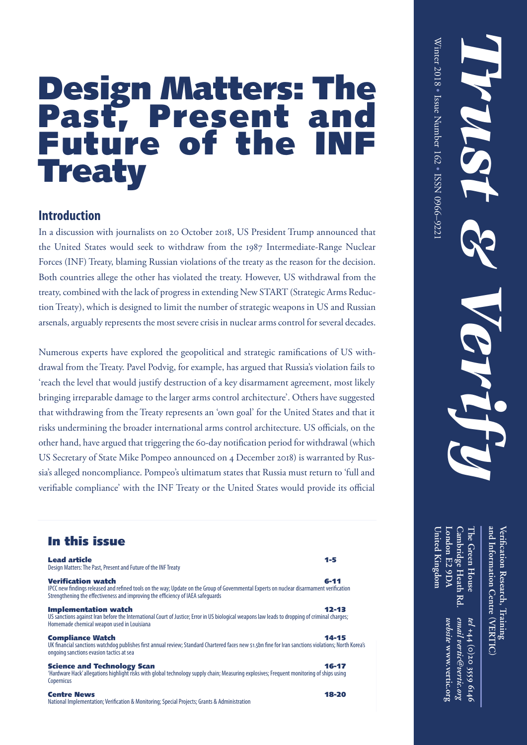# Design Matters: The Past, Present and Future of the INF Treaty

## Introduction

In a discussion with journalists on 20 October 2018, US President Trump announced that the United States would seek to withdraw from the 1987 Intermediate-Range Nuclear Forces (INF) Treaty, blaming Russian violations of the treaty as the reason for the decision. Both countries allege the other has violated the treaty. However, US withdrawal from the treaty, combined with the lack of progress in extending New START (Strategic Arms Reduction Treaty), which is designed to limit the number of strategic weapons in US and Russian arsenals, arguably represents the most severe crisis in nuclear arms control for several decades.

Numerous experts have explored the geopolitical and strategic ramifications of US withdrawal from the Treaty. Pavel Podvig, for example, has argued that Russia's violation fails to 'reach the level that would justify destruction of a key disarmament agreement, most likely bringing irreparable damage to the larger arms control architecture'. Others have suggested that withdrawing from the Treaty represents an 'own goal' for the United States and that it risks undermining the broader international arms control architecture. US officials, on the other hand, have argued that triggering the 60-day notification period for withdrawal (which US Secretary of State Mike Pompeo announced on 4 December 2018) is warranted by Russia's alleged noncompliance. Pompeo's ultimatum states that Russia must return to 'full and verifiable compliance' with the INF Treaty or the United States would provide its official

## In this issue

**Lead article** 1-5
Design Matters: The Past, Present and Future of the INF Treaty

**Verification watch** 6-11
IPCC new findings released and refined tools on the way; Update on the Group of Governmental Experts on nuclear disarmament verification
Strengthening the effectiveness and improving the efficiency of IAEA safeguards

**Implementation watch** 12-13
US sanctions against Iran before the International Court of Justice; Error in US biological weapons law leads to dropping of criminal charges; Homemade chemical weapon used in Louisiana

**Compliance Watch** 14-15
UK financial sanctions watchdog publishes first annual review; Standard Chartered faces new $1.5bn fine for Iran sanctions violations; North Korea's ongoing sanctions evasion tactics at sea

**Science and Technology Scan** 16-17
'Hardware Hack' allegations highlight risks with global technology supply chain; Measuring explosives; Frequent monitoring of ships using Copernicus

**Centre News** 18-20
National Implementation; Verification & Monitoring; Special Projects; Grants & Administration

*Trust & Verify*

Winter 2018 • Issue Number 162 • ISSN 0966–9221

Verification Research, Training and Information Centre (VERTIC)
The Green House
Cambridge Heath Rd.
London E2 9DA
United Kingdom

*tel* +44 (0)20 3559 6146
*email* vertic@vertic.org
*website* www.vertic.org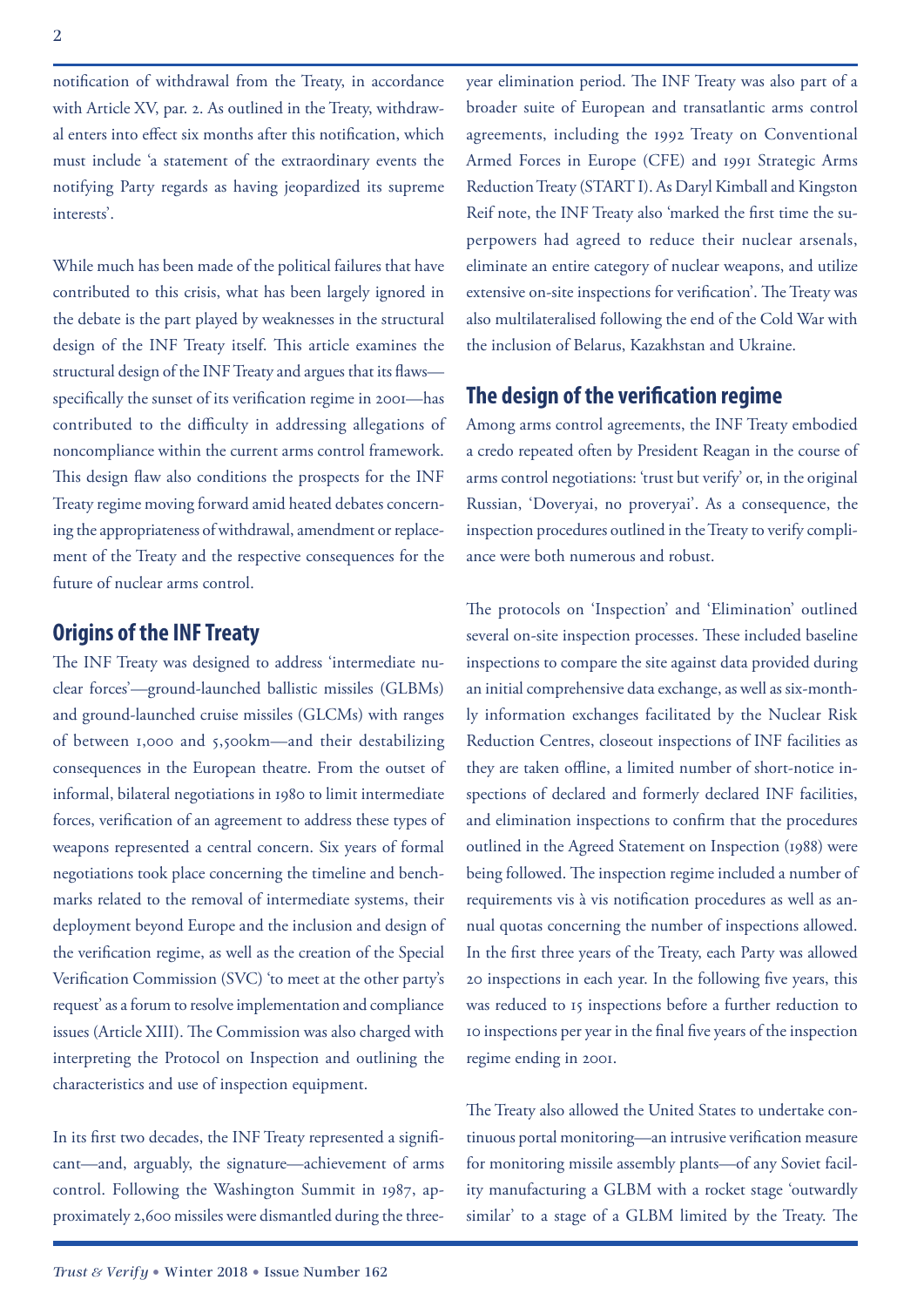notification of withdrawal from the Treaty, in accordance with Article XV, par. 2. As outlined in the Treaty, withdrawal enters into effect six months after this notification, which must include 'a statement of the extraordinary events the notifying Party regards as having jeopardized its supreme interests'.

While much has been made of the political failures that have contributed to this crisis, what has been largely ignored in the debate is the part played by weaknesses in the structural design of the INF Treaty itself. This article examines the structural design of the INF Treaty and argues that its flaws—specifically the sunset of its verification regime in 2001—has contributed to the difficulty in addressing allegations of noncompliance within the current arms control framework. This design flaw also conditions the prospects for the INF Treaty regime moving forward amid heated debates concerning the appropriateness of withdrawal, amendment or replacement of the Treaty and the respective consequences for the future of nuclear arms control.

## Origins of the INF Treaty

The INF Treaty was designed to address 'intermediate nuclear forces'—ground-launched ballistic missiles (GLBMs) and ground-launched cruise missiles (GLCMs) with ranges of between 1,000 and 5,500km—and their destabilizing consequences in the European theatre. From the outset of informal, bilateral negotiations in 1980 to limit intermediate forces, verification of an agreement to address these types of weapons represented a central concern. Six years of formal negotiations took place concerning the timeline and benchmarks related to the removal of intermediate systems, their deployment beyond Europe and the inclusion and design of the verification regime, as well as the creation of the Special Verification Commission (SVC) 'to meet at the other party's request' as a forum to resolve implementation and compliance issues (Article XIII). The Commission was also charged with interpreting the Protocol on Inspection and outlining the characteristics and use of inspection equipment.

In its first two decades, the INF Treaty represented a significant—and, arguably, the signature—achievement of arms control. Following the Washington Summit in 1987, approximately 2,600 missiles were dismantled during the three-year elimination period. The INF Treaty was also part of a broader suite of European and transatlantic arms control agreements, including the 1992 Treaty on Conventional Armed Forces in Europe (CFE) and 1991 Strategic Arms Reduction Treaty (START I). As Daryl Kimball and Kingston Reif note, the INF Treaty also 'marked the first time the superpowers had agreed to reduce their nuclear arsenals, eliminate an entire category of nuclear weapons, and utilize extensive on-site inspections for verification'. The Treaty was also multilateralised following the end of the Cold War with the inclusion of Belarus, Kazakhstan and Ukraine.

## The design of the verification regime

Among arms control agreements, the INF Treaty embodied a credo repeated often by President Reagan in the course of arms control negotiations: 'trust but verify' or, in the original Russian, 'Doveryai, no proveryai'. As a consequence, the inspection procedures outlined in the Treaty to verify compliance were both numerous and robust.

The protocols on 'Inspection' and 'Elimination' outlined several on-site inspection processes. These included baseline inspections to compare the site against data provided during an initial comprehensive data exchange, as well as six-monthly information exchanges facilitated by the Nuclear Risk Reduction Centres, closeout inspections of INF facilities as they are taken offline, a limited number of short-notice inspections of declared and formerly declared INF facilities, and elimination inspections to confirm that the procedures outlined in the Agreed Statement on Inspection (1988) were being followed. The inspection regime included a number of requirements vis à vis notification procedures as well as annual quotas concerning the number of inspections allowed. In the first three years of the Treaty, each Party was allowed 20 inspections in each year. In the following five years, this was reduced to 15 inspections before a further reduction to 10 inspections per year in the final five years of the inspection regime ending in 2001.

The Treaty also allowed the United States to undertake continuous portal monitoring—an intrusive verification measure for monitoring missile assembly plants—of any Soviet facility manufacturing a GLBM with a rocket stage 'outwardly similar' to a stage of a GLBM limited by the Treaty. The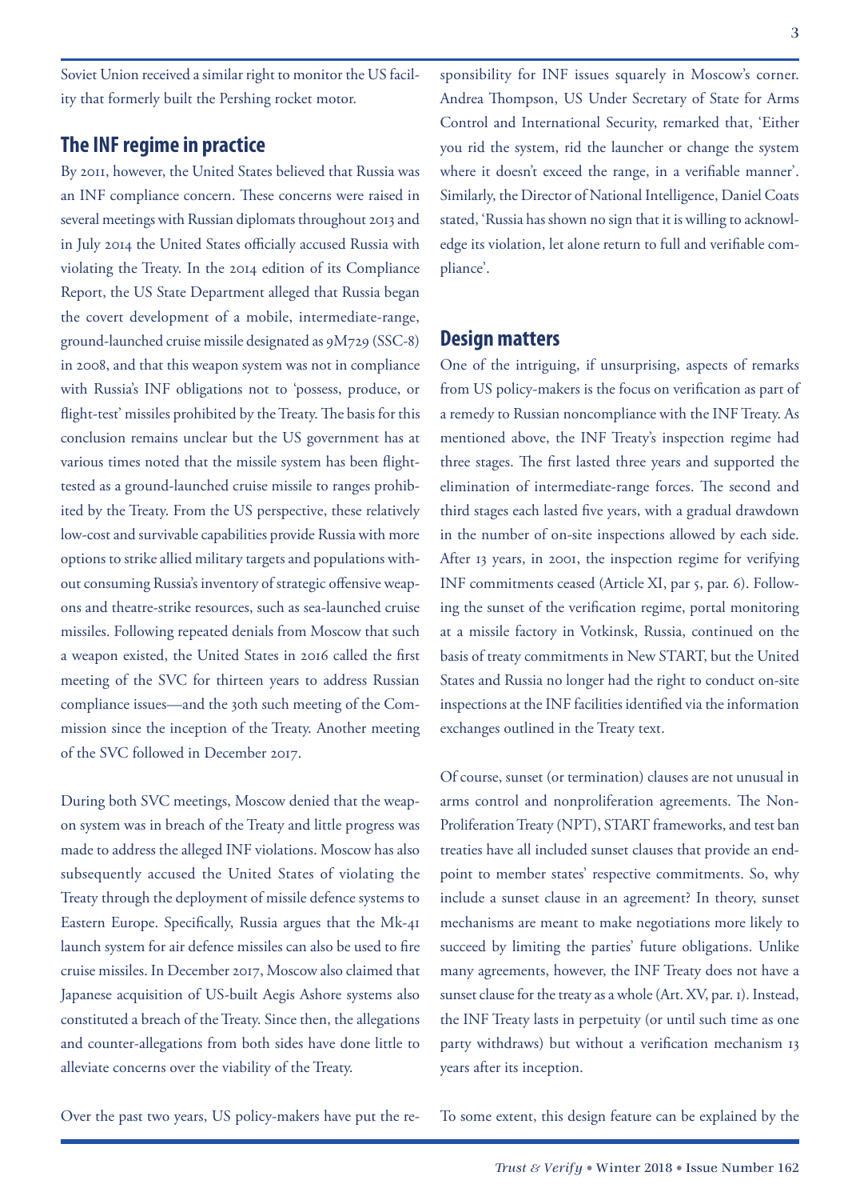Soviet Union received a similar right to monitor the US facility that formerly built the Pershing rocket motor.

## The INF regime in practice

By 2011, however, the United States believed that Russia was an INF compliance concern. These concerns were raised in several meetings with Russian diplomats throughout 2013 and in July 2014 the United States officially accused Russia with violating the Treaty. In the 2014 edition of its Compliance Report, the US State Department alleged that Russia began the covert development of a mobile, intermediate-range, ground-launched cruise missile designated as 9M729 (SSC-8) in 2008, and that this weapon system was not in compliance with Russia's INF obligations not to 'possess, produce, or flight-test' missiles prohibited by the Treaty. The basis for this conclusion remains unclear but the US government has at various times noted that the missile system has been flight-tested as a ground-launched cruise missile to ranges prohibited by the Treaty. From the US perspective, these relatively low-cost and survivable capabilities provide Russia with more options to strike allied military targets and populations without consuming Russia's inventory of strategic offensive weapons and theatre-strike resources, such as sea-launched cruise missiles. Following repeated denials from Moscow that such a weapon existed, the United States in 2016 called the first meeting of the SVC for thirteen years to address Russian compliance issues—and the 30th such meeting of the Commission since the inception of the Treaty. Another meeting of the SVC followed in December 2017.

During both SVC meetings, Moscow denied that the weapon system was in breach of the Treaty and little progress was made to address the alleged INF violations. Moscow has also subsequently accused the United States of violating the Treaty through the deployment of missile defence systems to Eastern Europe. Specifically, Russia argues that the Mk-41 launch system for air defence missiles can also be used to fire cruise missiles. In December 2017, Moscow also claimed that Japanese acquisition of US-built Aegis Ashore systems also constituted a breach of the Treaty. Since then, the allegations and counter-allegations from both sides have done little to alleviate concerns over the viability of the Treaty.

Over the past two years, US policy-makers have put the responsibility for INF issues squarely in Moscow's corner. Andrea Thompson, US Under Secretary of State for Arms Control and International Security, remarked that, 'Either you rid the system, rid the launcher or change the system where it doesn't exceed the range, in a verifiable manner'. Similarly, the Director of National Intelligence, Daniel Coats stated, 'Russia has shown no sign that it is willing to acknowledge its violation, let alone return to full and verifiable compliance'.

## Design matters

One of the intriguing, if unsurprising, aspects of remarks from US policy-makers is the focus on verification as part of a remedy to Russian noncompliance with the INF Treaty. As mentioned above, the INF Treaty's inspection regime had three stages. The first lasted three years and supported the elimination of intermediate-range forces. The second and third stages each lasted five years, with a gradual drawdown in the number of on-site inspections allowed by each side. After 13 years, in 2001, the inspection regime for verifying INF commitments ceased (Article XI, par 5, par. 6). Following the sunset of the verification regime, portal monitoring at a missile factory in Votkinsk, Russia, continued on the basis of treaty commitments in New START, but the United States and Russia no longer had the right to conduct on-site inspections at the INF facilities identified via the information exchanges outlined in the Treaty text.

Of course, sunset (or termination) clauses are not unusual in arms control and nonproliferation agreements. The Non-Proliferation Treaty (NPT), START frameworks, and test ban treaties have all included sunset clauses that provide an endpoint to member states' respective commitments. So, why include a sunset clause in an agreement? In theory, sunset mechanisms are meant to make negotiations more likely to succeed by limiting the parties' future obligations. Unlike many agreements, however, the INF Treaty does not have a sunset clause for the treaty as a whole (Art. XV, par. 1). Instead, the INF Treaty lasts in perpetuity (or until such time as one party withdraws) but without a verification mechanism 13 years after its inception.

To some extent, this design feature can be explained by the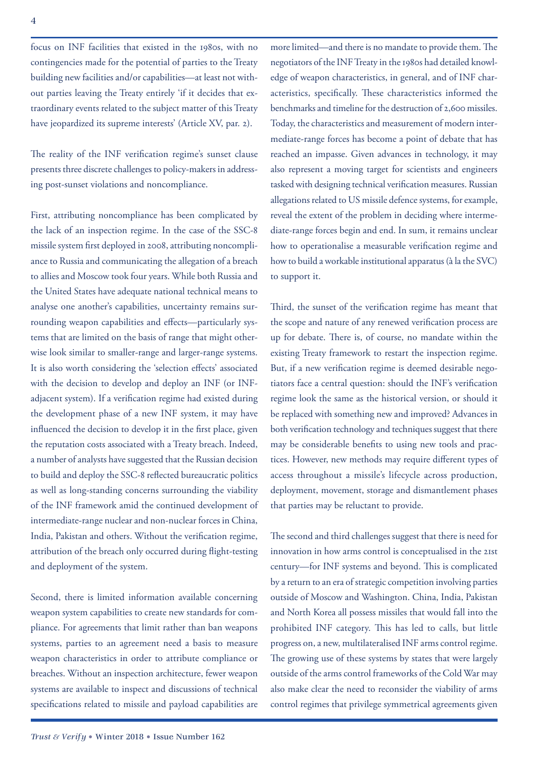focus on INF facilities that existed in the 1980s, with no contingencies made for the potential of parties to the Treaty building new facilities and/or capabilities—at least not without parties leaving the Treaty entirely 'if it decides that extraordinary events related to the subject matter of this Treaty have jeopardized its supreme interests' (Article XV, par. 2).

The reality of the INF verification regime's sunset clause presents three discrete challenges to policy-makers in addressing post-sunset violations and noncompliance.

First, attributing noncompliance has been complicated by the lack of an inspection regime. In the case of the SSC-8 missile system first deployed in 2008, attributing noncompliance to Russia and communicating the allegation of a breach to allies and Moscow took four years. While both Russia and the United States have adequate national technical means to analyse one another's capabilities, uncertainty remains surrounding weapon capabilities and effects—particularly systems that are limited on the basis of range that might otherwise look similar to smaller-range and larger-range systems. It is also worth considering the 'selection effects' associated with the decision to develop and deploy an INF (or INF-adjacent system). If a verification regime had existed during the development phase of a new INF system, it may have influenced the decision to develop it in the first place, given the reputation costs associated with a Treaty breach. Indeed, a number of analysts have suggested that the Russian decision to build and deploy the SSC-8 reflected bureaucratic politics as well as long-standing concerns surrounding the viability of the INF framework amid the continued development of intermediate-range nuclear and non-nuclear forces in China, India, Pakistan and others. Without the verification regime, attribution of the breach only occurred during flight-testing and deployment of the system.

Second, there is limited information available concerning weapon system capabilities to create new standards for compliance. For agreements that limit rather than ban weapons systems, parties to an agreement need a basis to measure weapon characteristics in order to attribute compliance or breaches. Without an inspection architecture, fewer weapon systems are available to inspect and discussions of technical specifications related to missile and payload capabilities are more limited—and there is no mandate to provide them. The negotiators of the INF Treaty in the 1980s had detailed knowledge of weapon characteristics, in general, and of INF characteristics, specifically. These characteristics informed the benchmarks and timeline for the destruction of 2,600 missiles. Today, the characteristics and measurement of modern intermediate-range forces has become a point of debate that has reached an impasse. Given advances in technology, it may also represent a moving target for scientists and engineers tasked with designing technical verification measures. Russian allegations related to US missile defence systems, for example, reveal the extent of the problem in deciding where intermediate-range forces begin and end. In sum, it remains unclear how to operationalise a measurable verification regime and how to build a workable institutional apparatus (à la the SVC) to support it.

Third, the sunset of the verification regime has meant that the scope and nature of any renewed verification process are up for debate. There is, of course, no mandate within the existing Treaty framework to restart the inspection regime. But, if a new verification regime is deemed desirable negotiators face a central question: should the INF's verification regime look the same as the historical version, or should it be replaced with something new and improved? Advances in both verification technology and techniques suggest that there may be considerable benefits to using new tools and practices. However, new methods may require different types of access throughout a missile's lifecycle across production, deployment, movement, storage and dismantlement phases that parties may be reluctant to provide.

The second and third challenges suggest that there is need for innovation in how arms control is conceptualised in the 21st century—for INF systems and beyond. This is complicated by a return to an era of strategic competition involving parties outside of Moscow and Washington. China, India, Pakistan and North Korea all possess missiles that would fall into the prohibited INF category. This has led to calls, but little progress on, a new, multilateralised INF arms control regime. The growing use of these systems by states that were largely outside of the arms control frameworks of the Cold War may also make clear the need to reconsider the viability of arms control regimes that privilege symmetrical agreements given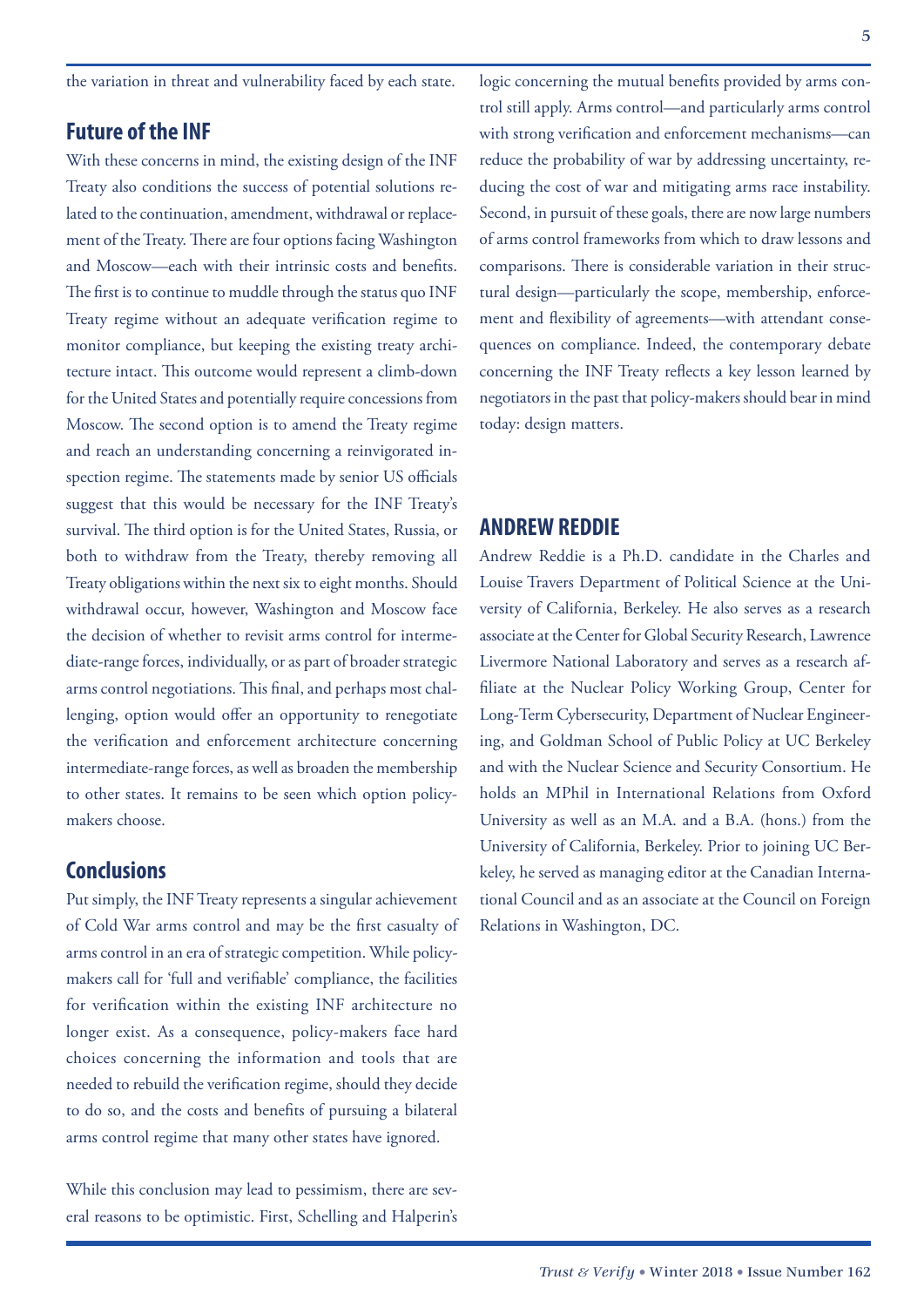the variation in threat and vulnerability faced by each state.

## Future of the INF

With these concerns in mind, the existing design of the INF Treaty also conditions the success of potential solutions related to the continuation, amendment, withdrawal or replacement of the Treaty. There are four options facing Washington and Moscow—each with their intrinsic costs and benefits. The first is to continue to muddle through the status quo INF Treaty regime without an adequate verification regime to monitor compliance, but keeping the existing treaty architecture intact. This outcome would represent a climb-down for the United States and potentially require concessions from Moscow. The second option is to amend the Treaty regime and reach an understanding concerning a reinvigorated inspection regime. The statements made by senior US officials suggest that this would be necessary for the INF Treaty's survival. The third option is for the United States, Russia, or both to withdraw from the Treaty, thereby removing all Treaty obligations within the next six to eight months. Should withdrawal occur, however, Washington and Moscow face the decision of whether to revisit arms control for intermediate-range forces, individually, or as part of broader strategic arms control negotiations. This final, and perhaps most challenging, option would offer an opportunity to renegotiate the verification and enforcement architecture concerning intermediate-range forces, as well as broaden the membership to other states. It remains to be seen which option policy-makers choose.

## Conclusions

Put simply, the INF Treaty represents a singular achievement of Cold War arms control and may be the first casualty of arms control in an era of strategic competition. While policy-makers call for 'full and verifiable' compliance, the facilities for verification within the existing INF architecture no longer exist. As a consequence, policy-makers face hard choices concerning the information and tools that are needed to rebuild the verification regime, should they decide to do so, and the costs and benefits of pursuing a bilateral arms control regime that many other states have ignored.

While this conclusion may lead to pessimism, there are several reasons to be optimistic. First, Schelling and Halperin's logic concerning the mutual benefits provided by arms control still apply. Arms control—and particularly arms control with strong verification and enforcement mechanisms—can reduce the probability of war by addressing uncertainty, reducing the cost of war and mitigating arms race instability. Second, in pursuit of these goals, there are now large numbers of arms control frameworks from which to draw lessons and comparisons. There is considerable variation in their structural design—particularly the scope, membership, enforcement and flexibility of agreements—with attendant consequences on compliance. Indeed, the contemporary debate concerning the INF Treaty reflects a key lesson learned by negotiators in the past that policy-makers should bear in mind today: design matters.

## ANDREW REDDIE

Andrew Reddie is a Ph.D. candidate in the Charles and Louise Travers Department of Political Science at the University of California, Berkeley. He also serves as a research associate at the Center for Global Security Research, Lawrence Livermore National Laboratory and serves as a research affiliate at the Nuclear Policy Working Group, Center for Long-Term Cybersecurity, Department of Nuclear Engineering, and Goldman School of Public Policy at UC Berkeley and with the Nuclear Science and Security Consortium. He holds an MPhil in International Relations from Oxford University as well as an M.A. and a B.A. (hons.) from the University of California, Berkeley. Prior to joining UC Berkeley, he served as managing editor at the Canadian International Council and as an associate at the Council on Foreign Relations in Washington, DC.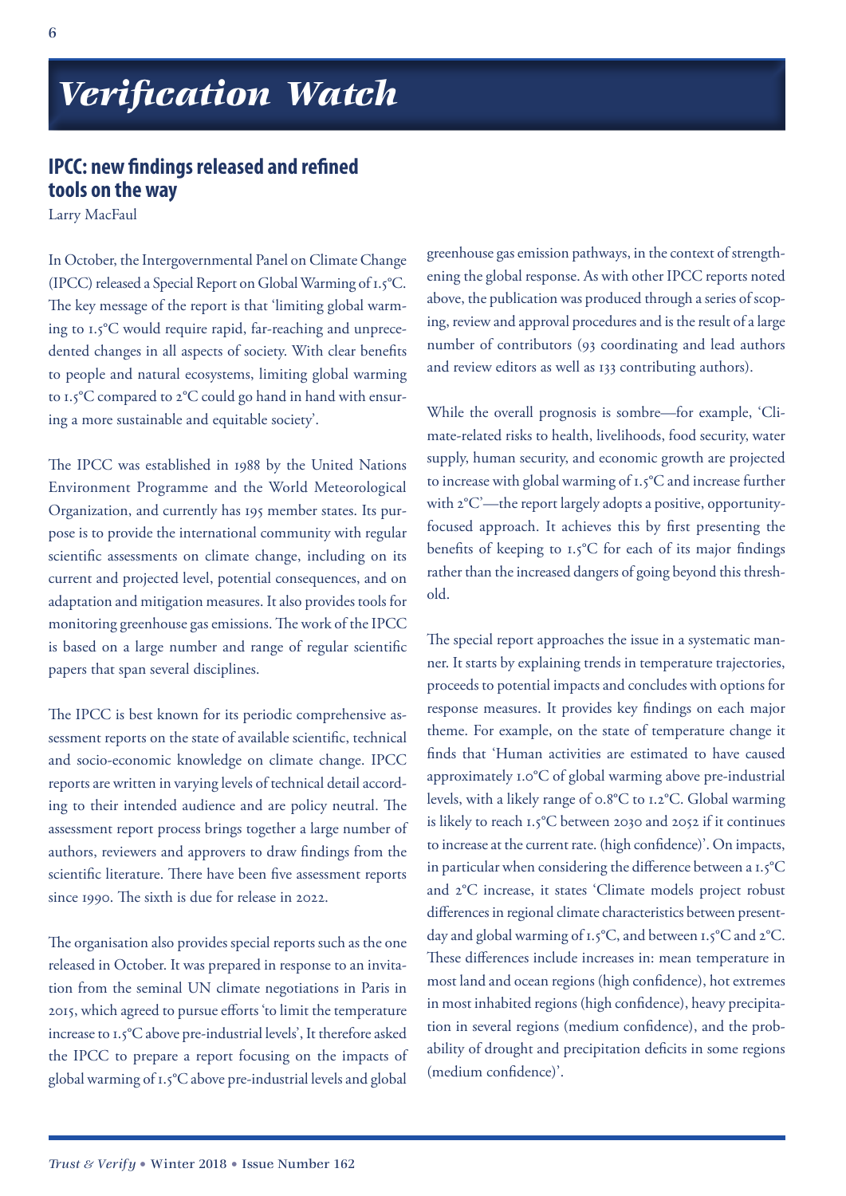# Verification Watch

## IPCC: new findings released and refined tools on the way

Larry MacFaul

In October, the Intergovernmental Panel on Climate Change (IPCC) released a Special Report on Global Warming of 1.5°C. The key message of the report is that 'limiting global warming to 1.5°C would require rapid, far-reaching and unprecedented changes in all aspects of society. With clear benefits to people and natural ecosystems, limiting global warming to 1.5°C compared to 2°C could go hand in hand with ensuring a more sustainable and equitable society'.

The IPCC was established in 1988 by the United Nations Environment Programme and the World Meteorological Organization, and currently has 195 member states. Its purpose is to provide the international community with regular scientific assessments on climate change, including on its current and projected level, potential consequences, and on adaptation and mitigation measures. It also provides tools for monitoring greenhouse gas emissions. The work of the IPCC is based on a large number and range of regular scientific papers that span several disciplines.

The IPCC is best known for its periodic comprehensive assessment reports on the state of available scientific, technical and socio-economic knowledge on climate change. IPCC reports are written in varying levels of technical detail according to their intended audience and are policy neutral. The assessment report process brings together a large number of authors, reviewers and approvers to draw findings from the scientific literature. There have been five assessment reports since 1990. The sixth is due for release in 2022.

The organisation also provides special reports such as the one released in October. It was prepared in response to an invitation from the seminal UN climate negotiations in Paris in 2015, which agreed to pursue efforts 'to limit the temperature increase to 1.5°C above pre-industrial levels', It therefore asked the IPCC to prepare a report focusing on the impacts of global warming of 1.5°C above pre-industrial levels and global greenhouse gas emission pathways, in the context of strengthening the global response. As with other IPCC reports noted above, the publication was produced through a series of scoping, review and approval procedures and is the result of a large number of contributors (93 coordinating and lead authors and review editors as well as 133 contributing authors).

While the overall prognosis is sombre—for example, 'Climate-related risks to health, livelihoods, food security, water supply, human security, and economic growth are projected to increase with global warming of 1.5°C and increase further with 2°C'—the report largely adopts a positive, opportunity-focused approach. It achieves this by first presenting the benefits of keeping to 1.5°C for each of its major findings rather than the increased dangers of going beyond this threshold.

The special report approaches the issue in a systematic manner. It starts by explaining trends in temperature trajectories, proceeds to potential impacts and concludes with options for response measures. It provides key findings on each major theme. For example, on the state of temperature change it finds that 'Human activities are estimated to have caused approximately 1.0°C of global warming above pre-industrial levels, with a likely range of 0.8°C to 1.2°C. Global warming is likely to reach 1.5°C between 2030 and 2052 if it continues to increase at the current rate. (high confidence)'. On impacts, in particular when considering the difference between a 1.5°C and 2°C increase, it states 'Climate models project robust differences in regional climate characteristics between present-day and global warming of 1.5°C, and between 1.5°C and 2°C. These differences include increases in: mean temperature in most land and ocean regions (high confidence), hot extremes in most inhabited regions (high confidence), heavy precipitation in several regions (medium confidence), and the probability of drought and precipitation deficits in some regions (medium confidence)'.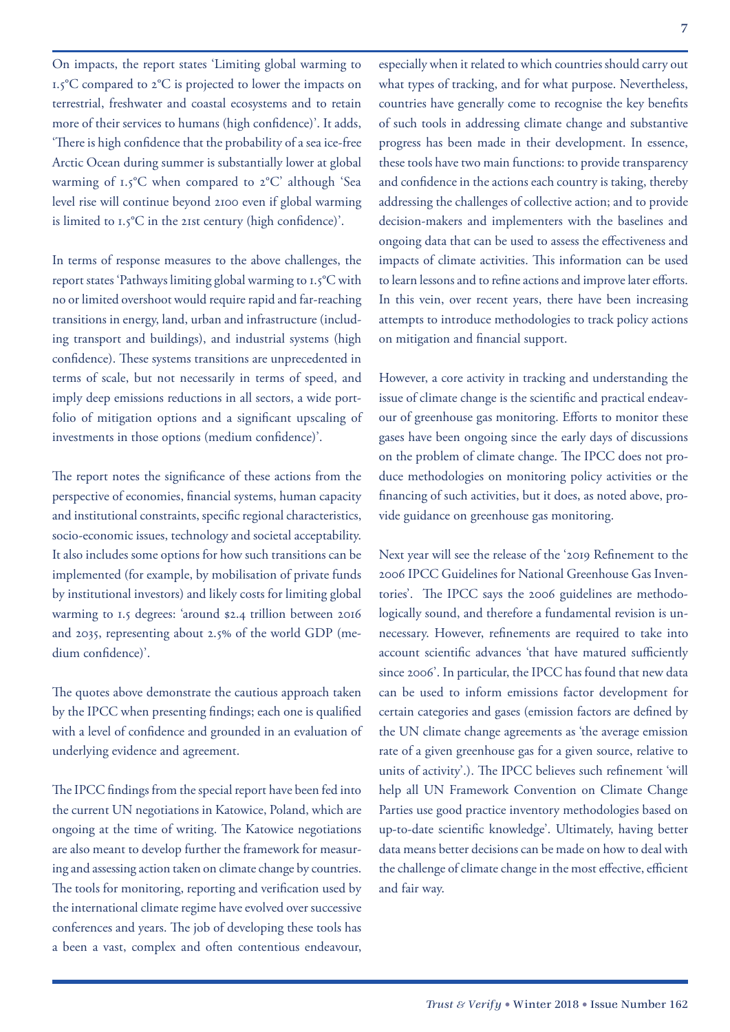On impacts, the report states 'Limiting global warming to 1.5°C compared to 2°C is projected to lower the impacts on terrestrial, freshwater and coastal ecosystems and to retain more of their services to humans (high confidence)'. It adds, 'There is high confidence that the probability of a sea ice-free Arctic Ocean during summer is substantially lower at global warming of 1.5°C when compared to 2°C' although 'Sea level rise will continue beyond 2100 even if global warming is limited to 1.5°C in the 21st century (high confidence)'.

In terms of response measures to the above challenges, the report states 'Pathways limiting global warming to 1.5°C with no or limited overshoot would require rapid and far-reaching transitions in energy, land, urban and infrastructure (including transport and buildings), and industrial systems (high confidence). These systems transitions are unprecedented in terms of scale, but not necessarily in terms of speed, and imply deep emissions reductions in all sectors, a wide portfolio of mitigation options and a significant upscaling of investments in those options (medium confidence)'.

The report notes the significance of these actions from the perspective of economies, financial systems, human capacity and institutional constraints, specific regional characteristics, socio-economic issues, technology and societal acceptability. It also includes some options for how such transitions can be implemented (for example, by mobilisation of private funds by institutional investors) and likely costs for limiting global warming to 1.5 degrees: 'around $2.4 trillion between 2016 and 2035, representing about 2.5% of the world GDP (medium confidence)'.

The quotes above demonstrate the cautious approach taken by the IPCC when presenting findings; each one is qualified with a level of confidence and grounded in an evaluation of underlying evidence and agreement.

The IPCC findings from the special report have been fed into the current UN negotiations in Katowice, Poland, which are ongoing at the time of writing. The Katowice negotiations are also meant to develop further the framework for measuring and assessing action taken on climate change by countries. The tools for monitoring, reporting and verification used by the international climate regime have evolved over successive conferences and years. The job of developing these tools has a been a vast, complex and often contentious endeavour, especially when it related to which countries should carry out what types of tracking, and for what purpose. Nevertheless, countries have generally come to recognise the key benefits of such tools in addressing climate change and substantive progress has been made in their development. In essence, these tools have two main functions: to provide transparency and confidence in the actions each country is taking, thereby addressing the challenges of collective action; and to provide decision-makers and implementers with the baselines and ongoing data that can be used to assess the effectiveness and impacts of climate activities. This information can be used to learn lessons and to refine actions and improve later efforts. In this vein, over recent years, there have been increasing attempts to introduce methodologies to track policy actions on mitigation and financial support.

However, a core activity in tracking and understanding the issue of climate change is the scientific and practical endeavour of greenhouse gas monitoring. Efforts to monitor these gases have been ongoing since the early days of discussions on the problem of climate change. The IPCC does not produce methodologies on monitoring policy activities or the financing of such activities, but it does, as noted above, provide guidance on greenhouse gas monitoring.

Next year will see the release of the '2019 Refinement to the 2006 IPCC Guidelines for National Greenhouse Gas Inventories'. The IPCC says the 2006 guidelines are methodologically sound, and therefore a fundamental revision is unnecessary. However, refinements are required to take into account scientific advances 'that have matured sufficiently since 2006'. In particular, the IPCC has found that new data can be used to inform emissions factor development for certain categories and gases (emission factors are defined by the UN climate change agreements as 'the average emission rate of a given greenhouse gas for a given source, relative to units of activity'.). The IPCC believes such refinement 'will help all UN Framework Convention on Climate Change Parties use good practice inventory methodologies based on up-to-date scientific knowledge'. Ultimately, having better data means better decisions can be made on how to deal with the challenge of climate change in the most effective, efficient and fair way.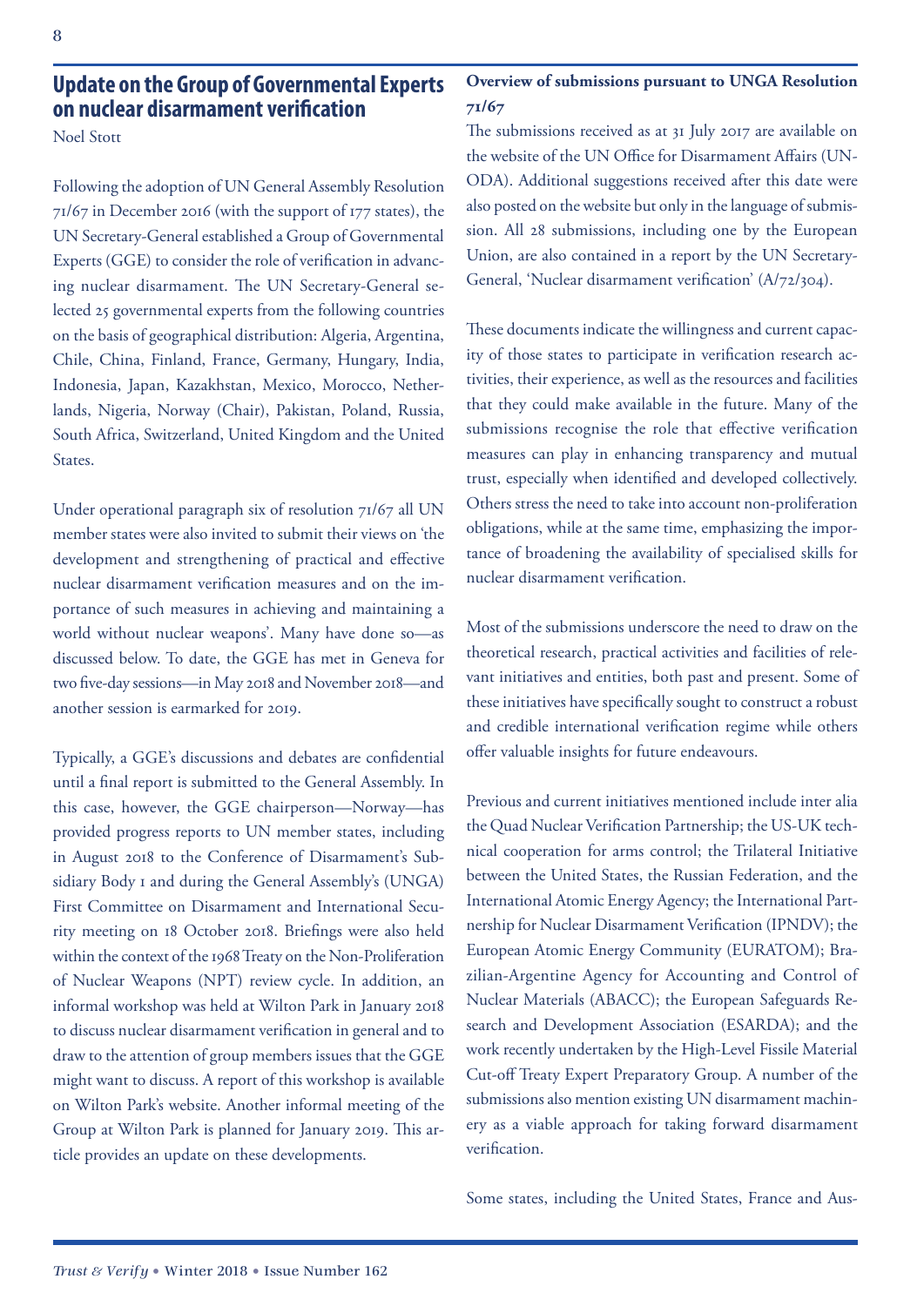## Update on the Group of Governmental Experts on nuclear disarmament verification

Noel Stott

Following the adoption of UN General Assembly Resolution 71/67 in December 2016 (with the support of 177 states), the UN Secretary-General established a Group of Governmental Experts (GGE) to consider the role of verification in advancing nuclear disarmament. The UN Secretary-General selected 25 governmental experts from the following countries on the basis of geographical distribution: Algeria, Argentina, Chile, China, Finland, France, Germany, Hungary, India, Indonesia, Japan, Kazakhstan, Mexico, Morocco, Netherlands, Nigeria, Norway (Chair), Pakistan, Poland, Russia, South Africa, Switzerland, United Kingdom and the United States.

Under operational paragraph six of resolution 71/67 all UN member states were also invited to submit their views on 'the development and strengthening of practical and effective nuclear disarmament verification measures and on the importance of such measures in achieving and maintaining a world without nuclear weapons'. Many have done so—as discussed below. To date, the GGE has met in Geneva for two five-day sessions—in May 2018 and November 2018—and another session is earmarked for 2019.

Typically, a GGE's discussions and debates are confidential until a final report is submitted to the General Assembly. In this case, however, the GGE chairperson—Norway—has provided progress reports to UN member states, including in August 2018 to the Conference of Disarmament's Subsidiary Body 1 and during the General Assembly's (UNGA) First Committee on Disarmament and International Security meeting on 18 October 2018. Briefings were also held within the context of the 1968 Treaty on the Non-Proliferation of Nuclear Weapons (NPT) review cycle. In addition, an informal workshop was held at Wilton Park in January 2018 to discuss nuclear disarmament verification in general and to draw to the attention of group members issues that the GGE might want to discuss. A report of this workshop is available on Wilton Park's website. Another informal meeting of the Group at Wilton Park is planned for January 2019. This article provides an update on these developments.

### Overview of submissions pursuant to UNGA Resolution 71/67

The submissions received as at 31 July 2017 are available on the website of the UN Office for Disarmament Affairs (UNODA). Additional suggestions received after this date were also posted on the website but only in the language of submission. All 28 submissions, including one by the European Union, are also contained in a report by the UN Secretary-General, 'Nuclear disarmament verification' (A/72/304).

These documents indicate the willingness and current capacity of those states to participate in verification research activities, their experience, as well as the resources and facilities that they could make available in the future. Many of the submissions recognise the role that effective verification measures can play in enhancing transparency and mutual trust, especially when identified and developed collectively. Others stress the need to take into account non-proliferation obligations, while at the same time, emphasizing the importance of broadening the availability of specialised skills for nuclear disarmament verification.

Most of the submissions underscore the need to draw on the theoretical research, practical activities and facilities of relevant initiatives and entities, both past and present. Some of these initiatives have specifically sought to construct a robust and credible international verification regime while others offer valuable insights for future endeavours.

Previous and current initiatives mentioned include inter alia the Quad Nuclear Verification Partnership; the US-UK technical cooperation for arms control; the Trilateral Initiative between the United States, the Russian Federation, and the International Atomic Energy Agency; the International Partnership for Nuclear Disarmament Verification (IPNDV); the European Atomic Energy Community (EURATOM); Brazilian-Argentine Agency for Accounting and Control of Nuclear Materials (ABACC); the European Safeguards Research and Development Association (ESARDA); and the work recently undertaken by the High-Level Fissile Material Cut-off Treaty Expert Preparatory Group. A number of the submissions also mention existing UN disarmament machinery as a viable approach for taking forward disarmament verification.

Some states, including the United States, France and Aus-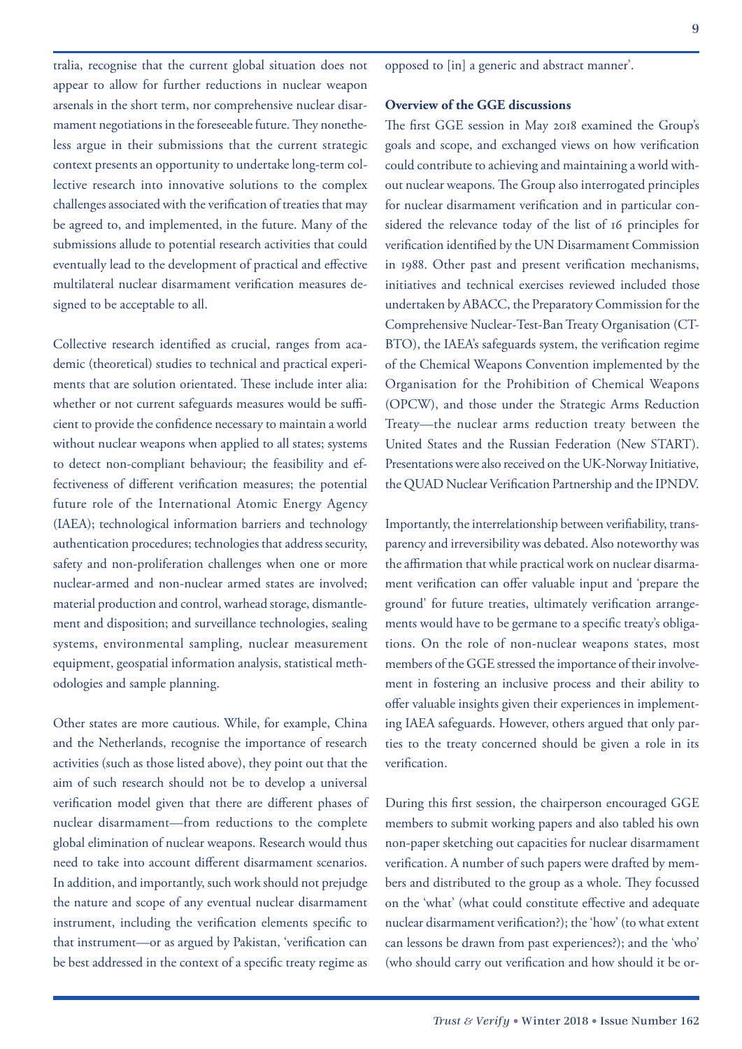tralia, recognise that the current global situation does not appear to allow for further reductions in nuclear weapon arsenals in the short term, nor comprehensive nuclear disarmament negotiations in the foreseeable future. They nonetheless argue in their submissions that the current strategic context presents an opportunity to undertake long-term collective research into innovative solutions to the complex challenges associated with the verification of treaties that may be agreed to, and implemented, in the future. Many of the submissions allude to potential research activities that could eventually lead to the development of practical and effective multilateral nuclear disarmament verification measures designed to be acceptable to all.

Collective research identified as crucial, ranges from academic (theoretical) studies to technical and practical experiments that are solution orientated. These include inter alia: whether or not current safeguards measures would be sufficient to provide the confidence necessary to maintain a world without nuclear weapons when applied to all states; systems to detect non-compliant behaviour; the feasibility and effectiveness of different verification measures; the potential future role of the International Atomic Energy Agency (IAEA); technological information barriers and technology authentication procedures; technologies that address security, safety and non-proliferation challenges when one or more nuclear-armed and non-nuclear armed states are involved; material production and control, warhead storage, dismantlement and disposition; and surveillance technologies, sealing systems, environmental sampling, nuclear measurement equipment, geospatial information analysis, statistical methodologies and sample planning.

Other states are more cautious. While, for example, China and the Netherlands, recognise the importance of research activities (such as those listed above), they point out that the aim of such research should not be to develop a universal verification model given that there are different phases of nuclear disarmament—from reductions to the complete global elimination of nuclear weapons. Research would thus need to take into account different disarmament scenarios. In addition, and importantly, such work should not prejudge the nature and scope of any eventual nuclear disarmament instrument, including the verification elements specific to that instrument—or as argued by Pakistan, 'verification can be best addressed in the context of a specific treaty regime as opposed to [in] a generic and abstract manner'.

**Overview of the GGE discussions**

The first GGE session in May 2018 examined the Group's goals and scope, and exchanged views on how verification could contribute to achieving and maintaining a world without nuclear weapons. The Group also interrogated principles for nuclear disarmament verification and in particular considered the relevance today of the list of 16 principles for verification identified by the UN Disarmament Commission in 1988. Other past and present verification mechanisms, initiatives and technical exercises reviewed included those undertaken by ABACC, the Preparatory Commission for the Comprehensive Nuclear-Test-Ban Treaty Organisation (CTBTO), the IAEA's safeguards system, the verification regime of the Chemical Weapons Convention implemented by the Organisation for the Prohibition of Chemical Weapons (OPCW), and those under the Strategic Arms Reduction Treaty—the nuclear arms reduction treaty between the United States and the Russian Federation (New START). Presentations were also received on the UK-Norway Initiative, the QUAD Nuclear Verification Partnership and the IPNDV.

Importantly, the interrelationship between verifiability, transparency and irreversibility was debated. Also noteworthy was the affirmation that while practical work on nuclear disarmament verification can offer valuable input and 'prepare the ground' for future treaties, ultimately verification arrangements would have to be germane to a specific treaty's obligations. On the role of non-nuclear weapons states, most members of the GGE stressed the importance of their involvement in fostering an inclusive process and their ability to offer valuable insights given their experiences in implementing IAEA safeguards. However, others argued that only parties to the treaty concerned should be given a role in its verification.

During this first session, the chairperson encouraged GGE members to submit working papers and also tabled his own non-paper sketching out capacities for nuclear disarmament verification. A number of such papers were drafted by members and distributed to the group as a whole. They focussed on the 'what' (what could constitute effective and adequate nuclear disarmament verification?); the 'how' (to what extent can lessons be drawn from past experiences?); and the 'who' (who should carry out verification and how should it be or-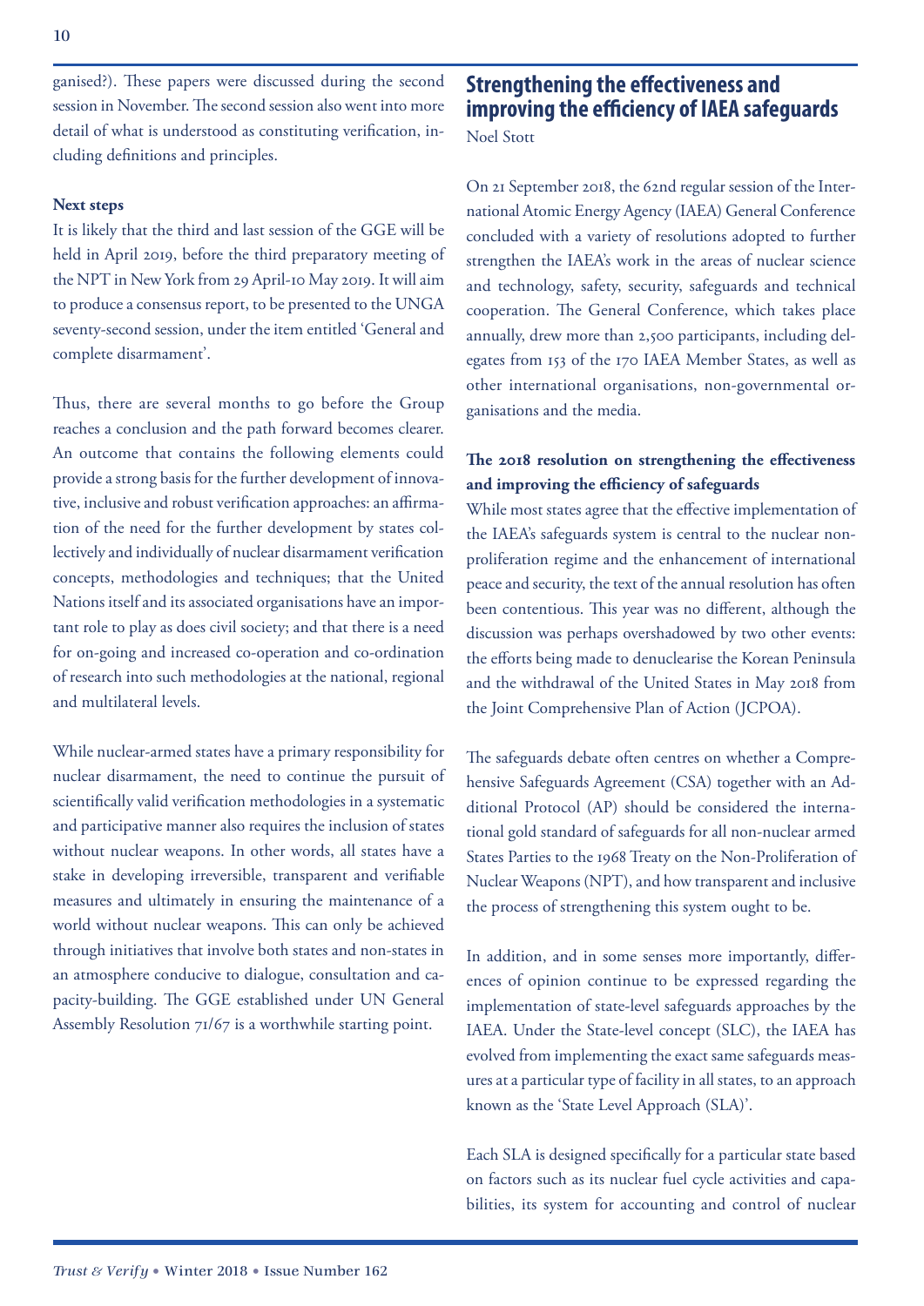ganised?). These papers were discussed during the second session in November. The second session also went into more detail of what is understood as constituting verification, including definitions and principles.

**Next steps**

It is likely that the third and last session of the GGE will be held in April 2019, before the third preparatory meeting of the NPT in New York from 29 April-10 May 2019. It will aim to produce a consensus report, to be presented to the UNGA seventy-second session, under the item entitled 'General and complete disarmament'.

Thus, there are several months to go before the Group reaches a conclusion and the path forward becomes clearer. An outcome that contains the following elements could provide a strong basis for the further development of innovative, inclusive and robust verification approaches: an affirmation of the need for the further development by states collectively and individually of nuclear disarmament verification concepts, methodologies and techniques; that the United Nations itself and its associated organisations have an important role to play as does civil society; and that there is a need for on-going and increased co-operation and co-ordination of research into such methodologies at the national, regional and multilateral levels.

While nuclear-armed states have a primary responsibility for nuclear disarmament, the need to continue the pursuit of scientifically valid verification methodologies in a systematic and participative manner also requires the inclusion of states without nuclear weapons. In other words, all states have a stake in developing irreversible, transparent and verifiable measures and ultimately in ensuring the maintenance of a world without nuclear weapons. This can only be achieved through initiatives that involve both states and non-states in an atmosphere conducive to dialogue, consultation and capacity-building. The GGE established under UN General Assembly Resolution 71/67 is a worthwhile starting point.

## Strengthening the effectiveness and improving the efficiency of IAEA safeguards

Noel Stott

On 21 September 2018, the 62nd regular session of the International Atomic Energy Agency (IAEA) General Conference concluded with a variety of resolutions adopted to further strengthen the IAEA's work in the areas of nuclear science and technology, safety, security, safeguards and technical cooperation. The General Conference, which takes place annually, drew more than 2,500 participants, including delegates from 153 of the 170 IAEA Member States, as well as other international organisations, non-governmental organisations and the media.

**The 2018 resolution on strengthening the effectiveness and improving the efficiency of safeguards**

While most states agree that the effective implementation of the IAEA's safeguards system is central to the nuclear non-proliferation regime and the enhancement of international peace and security, the text of the annual resolution has often been contentious. This year was no different, although the discussion was perhaps overshadowed by two other events: the efforts being made to denuclearise the Korean Peninsula and the withdrawal of the United States in May 2018 from the Joint Comprehensive Plan of Action (JCPOA).

The safeguards debate often centres on whether a Comprehensive Safeguards Agreement (CSA) together with an Additional Protocol (AP) should be considered the international gold standard of safeguards for all non-nuclear armed States Parties to the 1968 Treaty on the Non-Proliferation of Nuclear Weapons (NPT), and how transparent and inclusive the process of strengthening this system ought to be.

In addition, and in some senses more importantly, differences of opinion continue to be expressed regarding the implementation of state-level safeguards approaches by the IAEA. Under the State-level concept (SLC), the IAEA has evolved from implementing the exact same safeguards measures at a particular type of facility in all states, to an approach known as the 'State Level Approach (SLA)'.

Each SLA is designed specifically for a particular state based on factors such as its nuclear fuel cycle activities and capabilities, its system for accounting and control of nuclear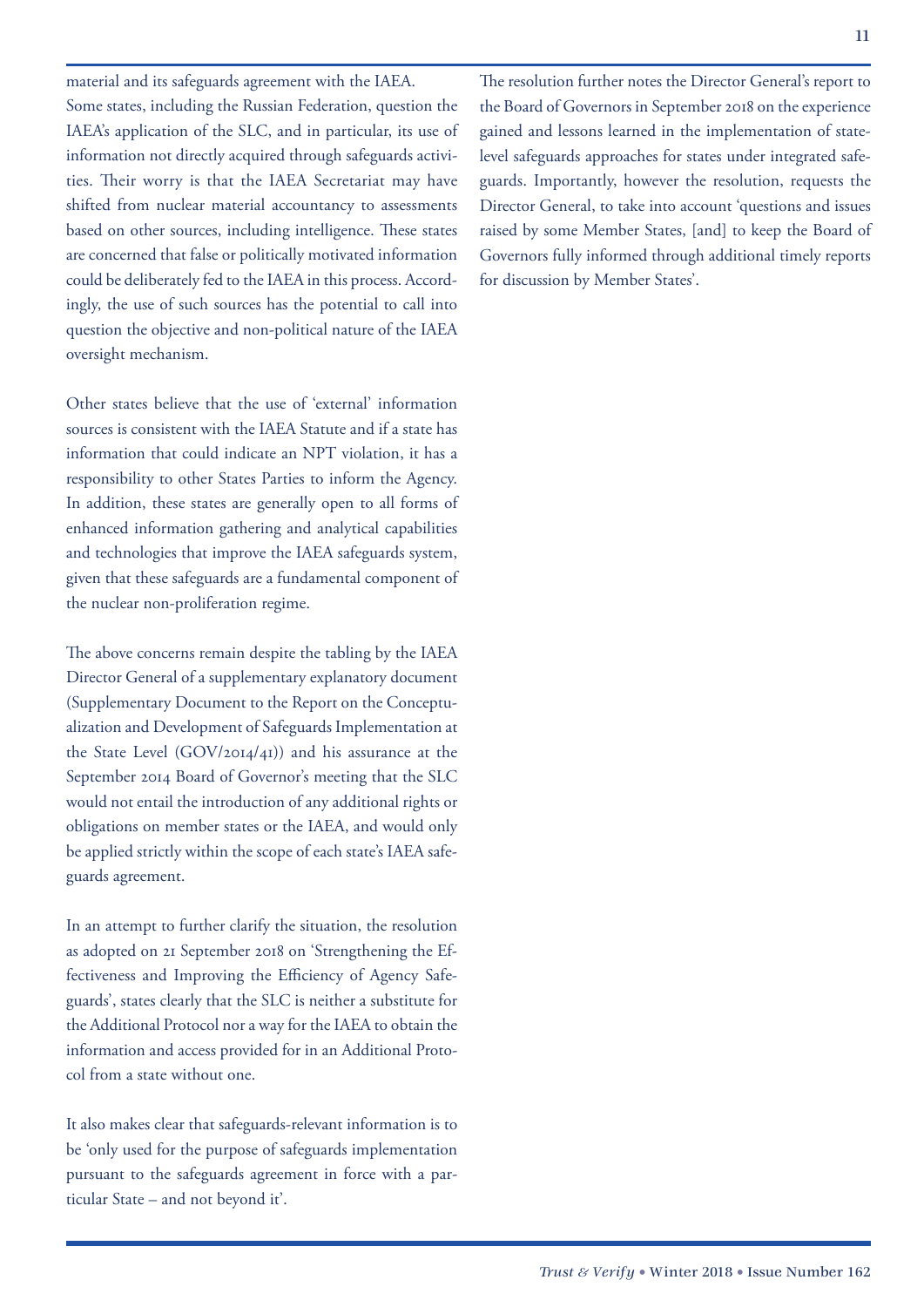material and its safeguards agreement with the IAEA.

Some states, including the Russian Federation, question the IAEA's application of the SLC, and in particular, its use of information not directly acquired through safeguards activities. Their worry is that the IAEA Secretariat may have shifted from nuclear material accountancy to assessments based on other sources, including intelligence. These states are concerned that false or politically motivated information could be deliberately fed to the IAEA in this process. Accordingly, the use of such sources has the potential to call into question the objective and non-political nature of the IAEA oversight mechanism.

Other states believe that the use of 'external' information sources is consistent with the IAEA Statute and if a state has information that could indicate an NPT violation, it has a responsibility to other States Parties to inform the Agency. In addition, these states are generally open to all forms of enhanced information gathering and analytical capabilities and technologies that improve the IAEA safeguards system, given that these safeguards are a fundamental component of the nuclear non-proliferation regime.

The above concerns remain despite the tabling by the IAEA Director General of a supplementary explanatory document (Supplementary Document to the Report on the Conceptualization and Development of Safeguards Implementation at the State Level (GOV/2014/41)) and his assurance at the September 2014 Board of Governor's meeting that the SLC would not entail the introduction of any additional rights or obligations on member states or the IAEA, and would only be applied strictly within the scope of each state's IAEA safeguards agreement.

In an attempt to further clarify the situation, the resolution as adopted on 21 September 2018 on 'Strengthening the Effectiveness and Improving the Efficiency of Agency Safeguards', states clearly that the SLC is neither a substitute for the Additional Protocol nor a way for the IAEA to obtain the information and access provided for in an Additional Protocol from a state without one.

It also makes clear that safeguards-relevant information is to be 'only used for the purpose of safeguards implementation pursuant to the safeguards agreement in force with a particular State – and not beyond it'.

The resolution further notes the Director General's report to the Board of Governors in September 2018 on the experience gained and lessons learned in the implementation of state-level safeguards approaches for states under integrated safeguards. Importantly, however the resolution, requests the Director General, to take into account 'questions and issues raised by some Member States, [and] to keep the Board of Governors fully informed through additional timely reports for discussion by Member States'.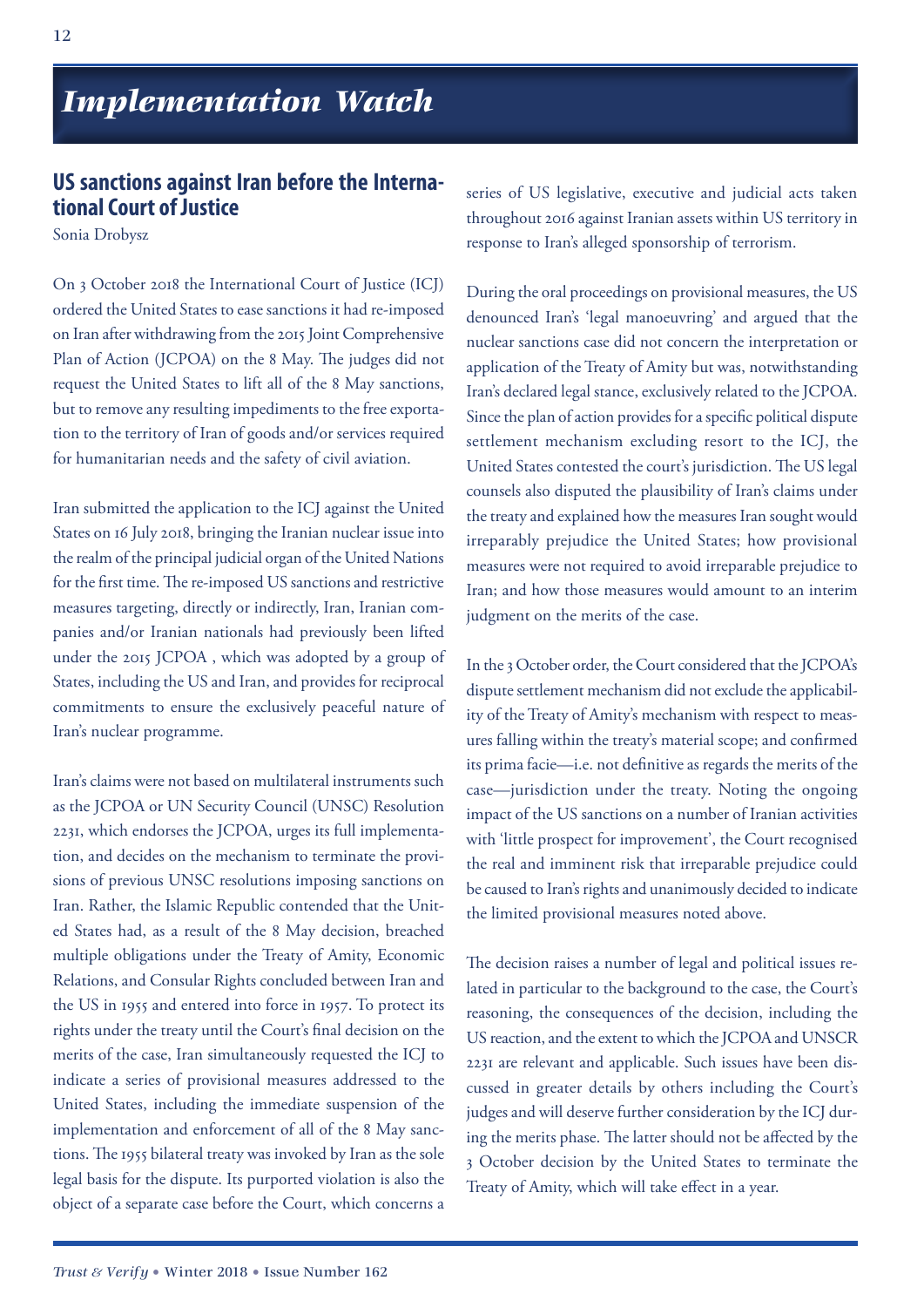# Implementation Watch

## US sanctions against Iran before the International Court of Justice

Sonia Drobysz

On 3 October 2018 the International Court of Justice (ICJ) ordered the United States to ease sanctions it had re-imposed on Iran after withdrawing from the 2015 Joint Comprehensive Plan of Action (JCPOA) on the 8 May. The judges did not request the United States to lift all of the 8 May sanctions, but to remove any resulting impediments to the free exportation to the territory of Iran of goods and/or services required for humanitarian needs and the safety of civil aviation.

Iran submitted the application to the ICJ against the United States on 16 July 2018, bringing the Iranian nuclear issue into the realm of the principal judicial organ of the United Nations for the first time. The re-imposed US sanctions and restrictive measures targeting, directly or indirectly, Iran, Iranian companies and/or Iranian nationals had previously been lifted under the 2015 JCPOA , which was adopted by a group of States, including the US and Iran, and provides for reciprocal commitments to ensure the exclusively peaceful nature of Iran's nuclear programme.

Iran's claims were not based on multilateral instruments such as the JCPOA or UN Security Council (UNSC) Resolution 2231, which endorses the JCPOA, urges its full implementation, and decides on the mechanism to terminate the provisions of previous UNSC resolutions imposing sanctions on Iran. Rather, the Islamic Republic contended that the United States had, as a result of the 8 May decision, breached multiple obligations under the Treaty of Amity, Economic Relations, and Consular Rights concluded between Iran and the US in 1955 and entered into force in 1957. To protect its rights under the treaty until the Court's final decision on the merits of the case, Iran simultaneously requested the ICJ to indicate a series of provisional measures addressed to the United States, including the immediate suspension of the implementation and enforcement of all of the 8 May sanctions. The 1955 bilateral treaty was invoked by Iran as the sole legal basis for the dispute. Its purported violation is also the object of a separate case before the Court, which concerns a series of US legislative, executive and judicial acts taken throughout 2016 against Iranian assets within US territory in response to Iran's alleged sponsorship of terrorism.

During the oral proceedings on provisional measures, the US denounced Iran's 'legal manoeuvring' and argued that the nuclear sanctions case did not concern the interpretation or application of the Treaty of Amity but was, notwithstanding Iran's declared legal stance, exclusively related to the JCPOA. Since the plan of action provides for a specific political dispute settlement mechanism excluding resort to the ICJ, the United States contested the court's jurisdiction. The US legal counsels also disputed the plausibility of Iran's claims under the treaty and explained how the measures Iran sought would irreparably prejudice the United States; how provisional measures were not required to avoid irreparable prejudice to Iran; and how those measures would amount to an interim judgment on the merits of the case.

In the 3 October order, the Court considered that the JCPOA's dispute settlement mechanism did not exclude the applicability of the Treaty of Amity's mechanism with respect to measures falling within the treaty's material scope; and confirmed its prima facie—i.e. not definitive as regards the merits of the case—jurisdiction under the treaty. Noting the ongoing impact of the US sanctions on a number of Iranian activities with 'little prospect for improvement', the Court recognised the real and imminent risk that irreparable prejudice could be caused to Iran's rights and unanimously decided to indicate the limited provisional measures noted above.

The decision raises a number of legal and political issues related in particular to the background to the case, the Court's reasoning, the consequences of the decision, including the US reaction, and the extent to which the JCPOA and UNSCR 2231 are relevant and applicable. Such issues have been discussed in greater details by others including the Court's judges and will deserve further consideration by the ICJ during the merits phase. The latter should not be affected by the 3 October decision by the United States to terminate the Treaty of Amity, which will take effect in a year.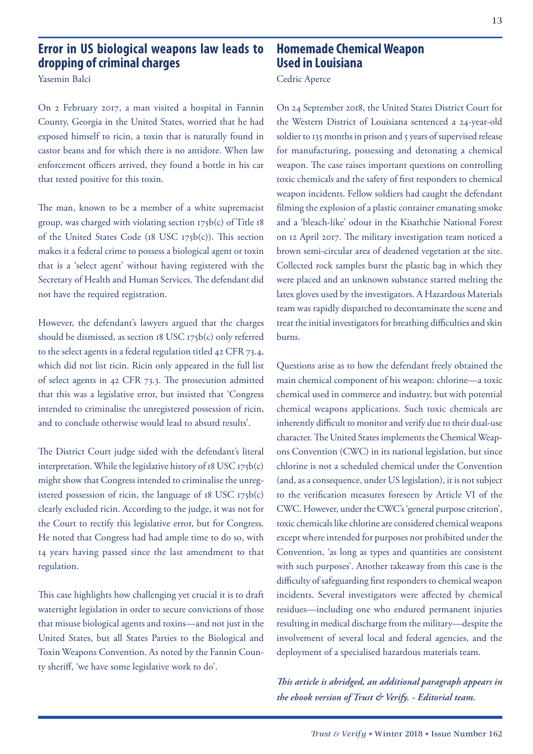## Error in US biological weapons law leads to dropping of criminal charges

Yasemin Balci

On 2 February 2017, a man visited a hospital in Fannin County, Georgia in the United States, worried that he had exposed himself to ricin, a toxin that is naturally found in castor beans and for which there is no antidote. When law enforcement officers arrived, they found a bottle in his car that tested positive for this toxin.

The man, known to be a member of a white supremacist group, was charged with violating section 175b(c) of Title 18 of the United States Code (18 USC 175b(c)). This section makes it a federal crime to possess a biological agent or toxin that is a 'select agent' without having registered with the Secretary of Health and Human Services. The defendant did not have the required registration.

However, the defendant's lawyers argued that the charges should be dismissed, as section 18 USC 175b(c) only referred to the select agents in a federal regulation titled 42 CFR 73.4, which did not list ricin. Ricin only appeared in the full list of select agents in 42 CFR 73.3. The prosecution admitted that this was a legislative error, but insisted that 'Congress intended to criminalise the unregistered possession of ricin, and to conclude otherwise would lead to absurd results'.

The District Court judge sided with the defendant's literal interpretation. While the legislative history of 18 USC 175b(c) might show that Congress intended to criminalise the unregistered possession of ricin, the language of 18 USC 175b(c) clearly excluded ricin. According to the judge, it was not for the Court to rectify this legislative error, but for Congress. He noted that Congress had had ample time to do so, with 14 years having passed since the last amendment to that regulation.

This case highlights how challenging yet crucial it is to draft watertight legislation in order to secure convictions of those that misuse biological agents and toxins—and not just in the United States, but all States Parties to the Biological and Toxin Weapons Convention. As noted by the Fannin County sheriff, 'we have some legislative work to do'.

## Homemade Chemical Weapon Used in Louisiana

Cedric Aperce

On 24 September 2018, the United States District Court for the Western District of Louisiana sentenced a 24-year-old soldier to 135 months in prison and 5 years of supervised release for manufacturing, possessing and detonating a chemical weapon. The case raises important questions on controlling toxic chemicals and the safety of first responders to chemical weapon incidents. Fellow soldiers had caught the defendant filming the explosion of a plastic container emanating smoke and a 'bleach-like' odour in the Kisathchie National Forest on 12 April 2017. The military investigation team noticed a brown semi-circular area of deadened vegetation at the site. Collected rock samples burst the plastic bag in which they were placed and an unknown substance started melting the latex gloves used by the investigators. A Hazardous Materials team was rapidly dispatched to decontaminate the scene and treat the initial investigators for breathing difficulties and skin burns.

Questions arise as to how the defendant freely obtained the main chemical component of his weapon: chlorine—a toxic chemical used in commerce and industry, but with potential chemical weapons applications. Such toxic chemicals are inherently difficult to monitor and verify due to their dual-use character. The United States implements the Chemical Weapons Convention (CWC) in its national legislation, but since chlorine is not a scheduled chemical under the Convention (and, as a consequence, under US legislation), it is not subject to the verification measures foreseen by Article VI of the CWC. However, under the CWC's 'general purpose criterion', toxic chemicals like chlorine are considered chemical weapons except where intended for purposes not prohibited under the Convention, 'as long as types and quantities are consistent with such purposes'. Another takeaway from this case is the difficulty of safeguarding first responders to chemical weapon incidents. Several investigators were affected by chemical residues—including one who endured permanent injuries resulting in medical discharge from the military—despite the involvement of several local and federal agencies, and the deployment of a specialised hazardous materials team.

***This article is abridged, an additional paragraph appears in the ebook version of Trust & Verify. - Editorial team.***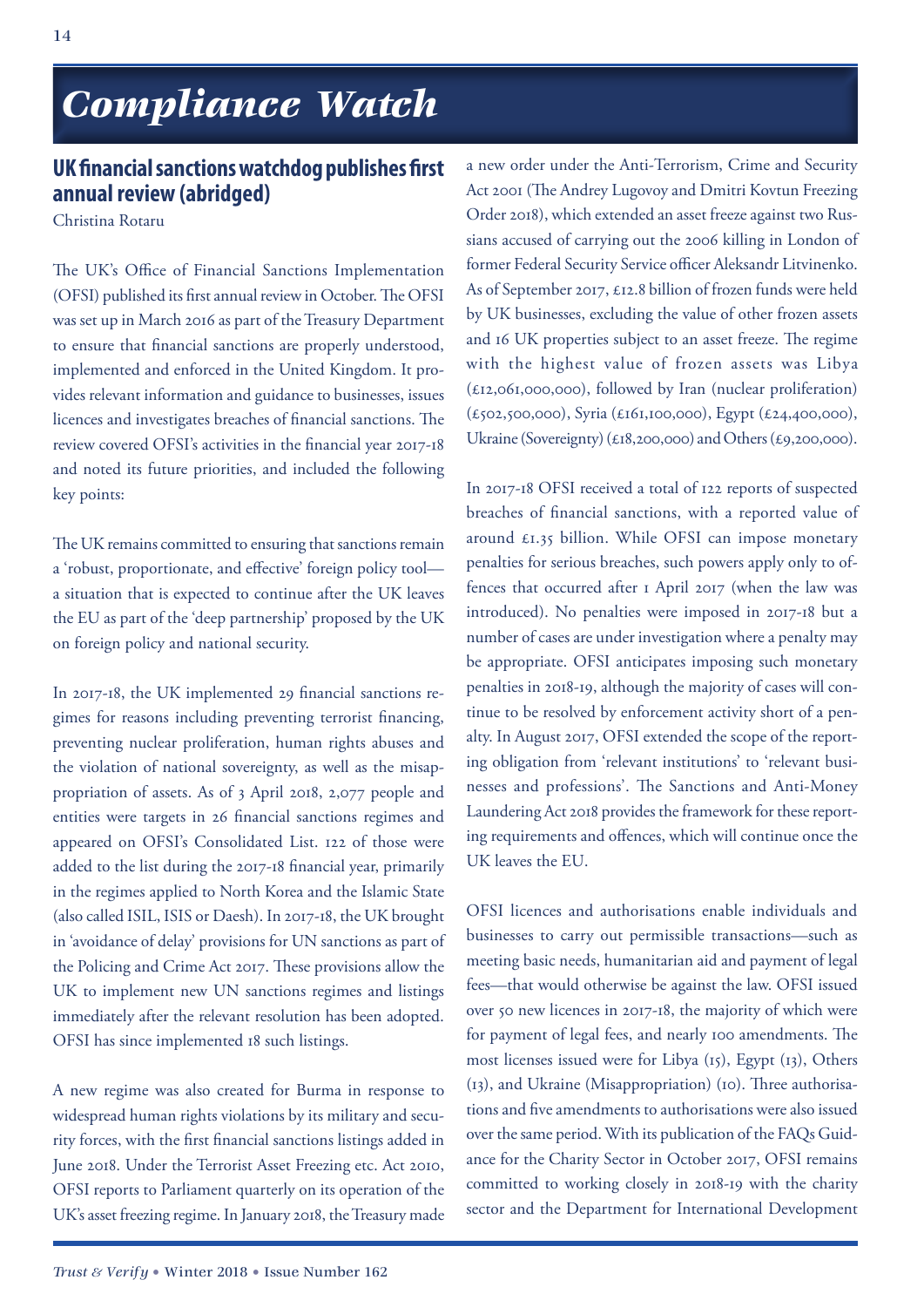# Compliance Watch

## UK financial sanctions watchdog publishes first annual review (abridged)

Christina Rotaru

The UK's Office of Financial Sanctions Implementation (OFSI) published its first annual review in October. The OFSI was set up in March 2016 as part of the Treasury Department to ensure that financial sanctions are properly understood, implemented and enforced in the United Kingdom. It provides relevant information and guidance to businesses, issues licences and investigates breaches of financial sanctions. The review covered OFSI's activities in the financial year 2017-18 and noted its future priorities, and included the following key points:

The UK remains committed to ensuring that sanctions remain a 'robust, proportionate, and effective' foreign policy tool—a situation that is expected to continue after the UK leaves the EU as part of the 'deep partnership' proposed by the UK on foreign policy and national security.

In 2017-18, the UK implemented 29 financial sanctions regimes for reasons including preventing terrorist financing, preventing nuclear proliferation, human rights abuses and the violation of national sovereignty, as well as the misappropriation of assets. As of 3 April 2018, 2,077 people and entities were targets in 26 financial sanctions regimes and appeared on OFSI's Consolidated List. 122 of those were added to the list during the 2017-18 financial year, primarily in the regimes applied to North Korea and the Islamic State (also called ISIL, ISIS or Daesh). In 2017-18, the UK brought in 'avoidance of delay' provisions for UN sanctions as part of the Policing and Crime Act 2017. These provisions allow the UK to implement new UN sanctions regimes and listings immediately after the relevant resolution has been adopted. OFSI has since implemented 18 such listings.

A new regime was also created for Burma in response to widespread human rights violations by its military and security forces, with the first financial sanctions listings added in June 2018. Under the Terrorist Asset Freezing etc. Act 2010, OFSI reports to Parliament quarterly on its operation of the UK's asset freezing regime. In January 2018, the Treasury made a new order under the Anti-Terrorism, Crime and Security Act 2001 (The Andrey Lugovoy and Dmitri Kovtun Freezing Order 2018), which extended an asset freeze against two Russians accused of carrying out the 2006 killing in London of former Federal Security Service officer Aleksandr Litvinenko. As of September 2017, £12.8 billion of frozen funds were held by UK businesses, excluding the value of other frozen assets and 16 UK properties subject to an asset freeze. The regime with the highest value of frozen assets was Libya (£12,061,000,000), followed by Iran (nuclear proliferation) (£502,500,000), Syria (£161,100,000), Egypt (£24,400,000), Ukraine (Sovereignty) (£18,200,000) and Others (£9,200,000).

In 2017-18 OFSI received a total of 122 reports of suspected breaches of financial sanctions, with a reported value of around £1.35 billion. While OFSI can impose monetary penalties for serious breaches, such powers apply only to offences that occurred after 1 April 2017 (when the law was introduced). No penalties were imposed in 2017-18 but a number of cases are under investigation where a penalty may be appropriate. OFSI anticipates imposing such monetary penalties in 2018-19, although the majority of cases will continue to be resolved by enforcement activity short of a penalty. In August 2017, OFSI extended the scope of the reporting obligation from 'relevant institutions' to 'relevant businesses and professions'. The Sanctions and Anti-Money Laundering Act 2018 provides the framework for these reporting requirements and offences, which will continue once the UK leaves the EU.

OFSI licences and authorisations enable individuals and businesses to carry out permissible transactions—such as meeting basic needs, humanitarian aid and payment of legal fees—that would otherwise be against the law. OFSI issued over 50 new licences in 2017-18, the majority of which were for payment of legal fees, and nearly 100 amendments. The most licenses issued were for Libya (15), Egypt (13), Others (13), and Ukraine (Misappropriation) (10). Three authorisations and five amendments to authorisations were also issued over the same period. With its publication of the FAQs Guidance for the Charity Sector in October 2017, OFSI remains committed to working closely in 2018-19 with the charity sector and the Department for International Development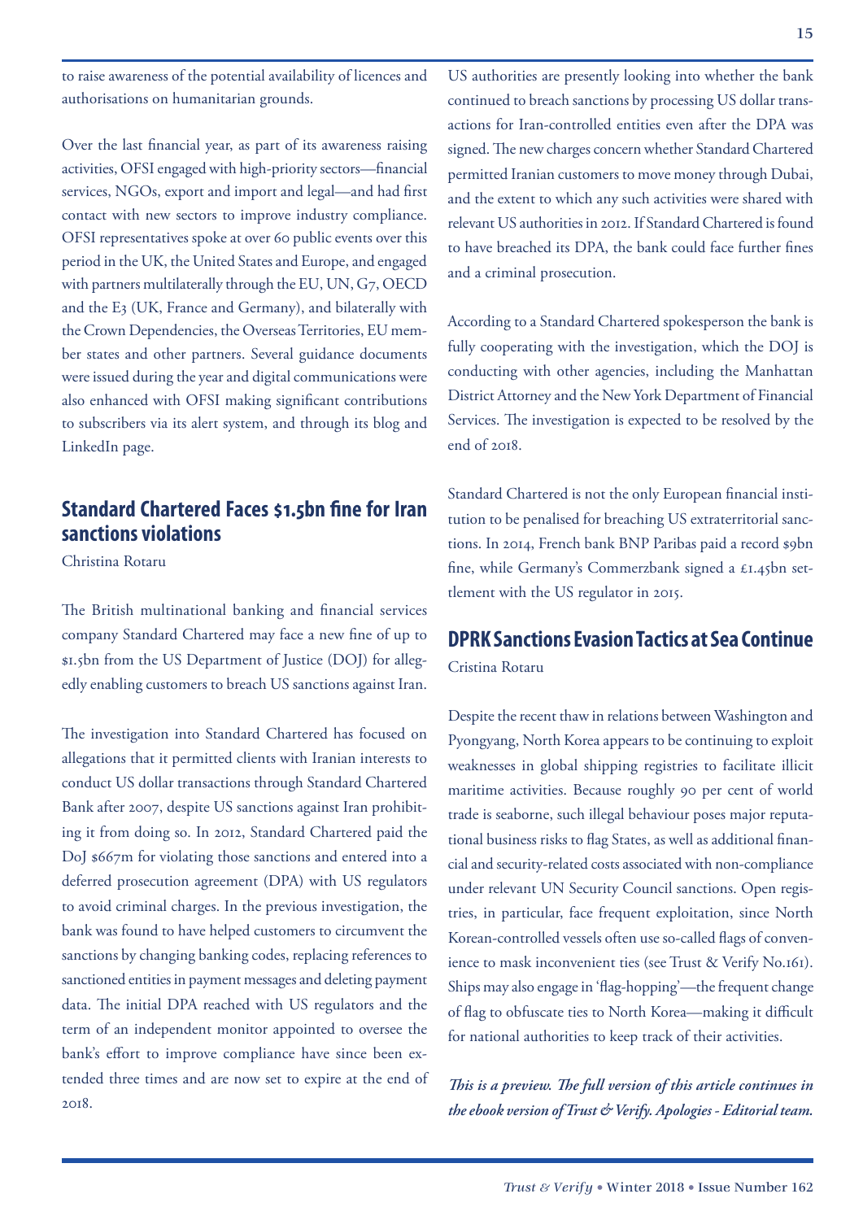to raise awareness of the potential availability of licences and authorisations on humanitarian grounds.

Over the last financial year, as part of its awareness raising activities, OFSI engaged with high-priority sectors—financial services, NGOs, export and import and legal—and had first contact with new sectors to improve industry compliance. OFSI representatives spoke at over 60 public events over this period in the UK, the United States and Europe, and engaged with partners multilaterally through the EU, UN, G7, OECD and the E3 (UK, France and Germany), and bilaterally with the Crown Dependencies, the Overseas Territories, EU member states and other partners. Several guidance documents were issued during the year and digital communications were also enhanced with OFSI making significant contributions to subscribers via its alert system, and through its blog and LinkedIn page.

## Standard Chartered Faces $1.5bn fine for Iran sanctions violations

Christina Rotaru

The British multinational banking and financial services company Standard Chartered may face a new fine of up to $1.5bn from the US Department of Justice (DOJ) for allegedly enabling customers to breach US sanctions against Iran.

The investigation into Standard Chartered has focused on allegations that it permitted clients with Iranian interests to conduct US dollar transactions through Standard Chartered Bank after 2007, despite US sanctions against Iran prohibiting it from doing so. In 2012, Standard Chartered paid the DoJ $667m for violating those sanctions and entered into a deferred prosecution agreement (DPA) with US regulators to avoid criminal charges. In the previous investigation, the bank was found to have helped customers to circumvent the sanctions by changing banking codes, replacing references to sanctioned entities in payment messages and deleting payment data. The initial DPA reached with US regulators and the term of an independent monitor appointed to oversee the bank's effort to improve compliance have since been extended three times and are now set to expire at the end of 2018.

US authorities are presently looking into whether the bank continued to breach sanctions by processing US dollar transactions for Iran-controlled entities even after the DPA was signed. The new charges concern whether Standard Chartered permitted Iranian customers to move money through Dubai, and the extent to which any such activities were shared with relevant US authorities in 2012. If Standard Chartered is found to have breached its DPA, the bank could face further fines and a criminal prosecution.

According to a Standard Chartered spokesperson the bank is fully cooperating with the investigation, which the DOJ is conducting with other agencies, including the Manhattan District Attorney and the New York Department of Financial Services. The investigation is expected to be resolved by the end of 2018.

Standard Chartered is not the only European financial institution to be penalised for breaching US extraterritorial sanctions. In 2014, French bank BNP Paribas paid a record $9bn fine, while Germany's Commerzbank signed a £1.45bn settlement with the US regulator in 2015.

## DPRK Sanctions Evasion Tactics at Sea Continue

Cristina Rotaru

Despite the recent thaw in relations between Washington and Pyongyang, North Korea appears to be continuing to exploit weaknesses in global shipping registries to facilitate illicit maritime activities. Because roughly 90 per cent of world trade is seaborne, such illegal behaviour poses major reputational business risks to flag States, as well as additional financial and security-related costs associated with non-compliance under relevant UN Security Council sanctions. Open registries, in particular, face frequent exploitation, since North Korean-controlled vessels often use so-called flags of convenience to mask inconvenient ties (see Trust & Verify No.161). Ships may also engage in 'flag-hopping'—the frequent change of flag to obfuscate ties to North Korea—making it difficult for national authorities to keep track of their activities.

***This is a preview. The full version of this article continues in the ebook version of Trust & Verify. Apologies - Editorial team.***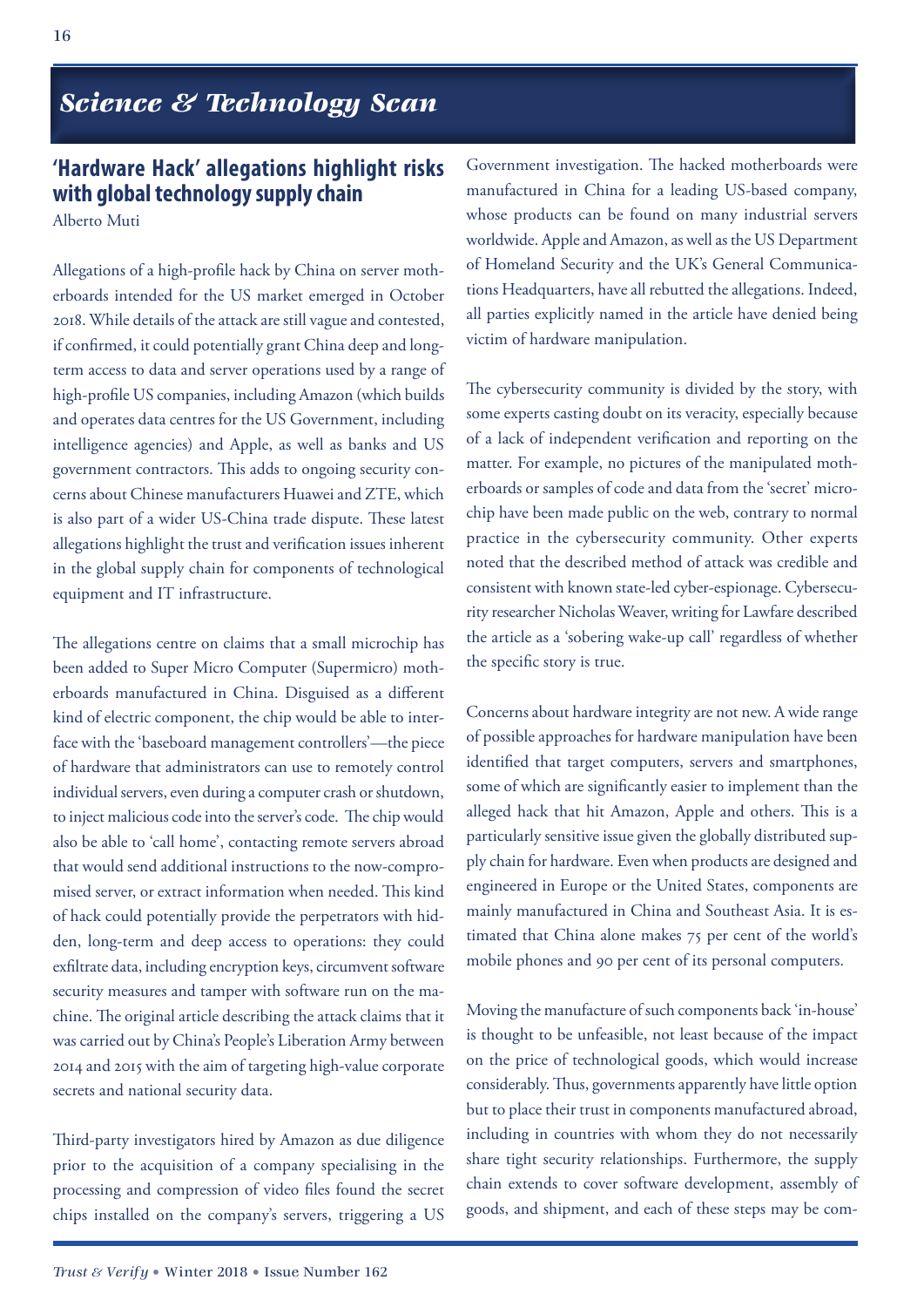## Science & Technology Scan

### 'Hardware Hack' allegations highlight risks with global technology supply chain

Alberto Muti

Allegations of a high-profile hack by China on server motherboards intended for the US market emerged in October 2018. While details of the attack are still vague and contested, if confirmed, it could potentially grant China deep and long-term access to data and server operations used by a range of high-profile US companies, including Amazon (which builds and operates data centres for the US Government, including intelligence agencies) and Apple, as well as banks and US government contractors. This adds to ongoing security concerns about Chinese manufacturers Huawei and ZTE, which is also part of a wider US-China trade dispute. These latest allegations highlight the trust and verification issues inherent in the global supply chain for components of technological equipment and IT infrastructure.

The allegations centre on claims that a small microchip has been added to Super Micro Computer (Supermicro) motherboards manufactured in China. Disguised as a different kind of electric component, the chip would be able to interface with the 'baseboard management controllers'—the piece of hardware that administrators can use to remotely control individual servers, even during a computer crash or shutdown, to inject malicious code into the server's code. The chip would also be able to 'call home', contacting remote servers abroad that would send additional instructions to the now-compromised server, or extract information when needed. This kind of hack could potentially provide the perpetrators with hidden, long-term and deep access to operations: they could exfiltrate data, including encryption keys, circumvent software security measures and tamper with software run on the machine. The original article describing the attack claims that it was carried out by China's People's Liberation Army between 2014 and 2015 with the aim of targeting high-value corporate secrets and national security data.

Third-party investigators hired by Amazon as due diligence prior to the acquisition of a company specialising in the processing and compression of video files found the secret chips installed on the company's servers, triggering a US Government investigation. The hacked motherboards were manufactured in China for a leading US-based company, whose products can be found on many industrial servers worldwide. Apple and Amazon, as well as the US Department of Homeland Security and the UK's General Communications Headquarters, have all rebutted the allegations. Indeed, all parties explicitly named in the article have denied being victim of hardware manipulation.

The cybersecurity community is divided by the story, with some experts casting doubt on its veracity, especially because of a lack of independent verification and reporting on the matter. For example, no pictures of the manipulated motherboards or samples of code and data from the 'secret' microchip have been made public on the web, contrary to normal practice in the cybersecurity community. Other experts noted that the described method of attack was credible and consistent with known state-led cyber-espionage. Cybersecurity researcher Nicholas Weaver, writing for Lawfare described the article as a 'sobering wake-up call' regardless of whether the specific story is true.

Concerns about hardware integrity are not new. A wide range of possible approaches for hardware manipulation have been identified that target computers, servers and smartphones, some of which are significantly easier to implement than the alleged hack that hit Amazon, Apple and others. This is a particularly sensitive issue given the globally distributed supply chain for hardware. Even when products are designed and engineered in Europe or the United States, components are mainly manufactured in China and Southeast Asia. It is estimated that China alone makes 75 per cent of the world's mobile phones and 90 per cent of its personal computers.

Moving the manufacture of such components back 'in-house' is thought to be unfeasible, not least because of the impact on the price of technological goods, which would increase considerably. Thus, governments apparently have little option but to place their trust in components manufactured abroad, including in countries with whom they do not necessarily share tight security relationships. Furthermore, the supply chain extends to cover software development, assembly of goods, and shipment, and each of these steps may be com-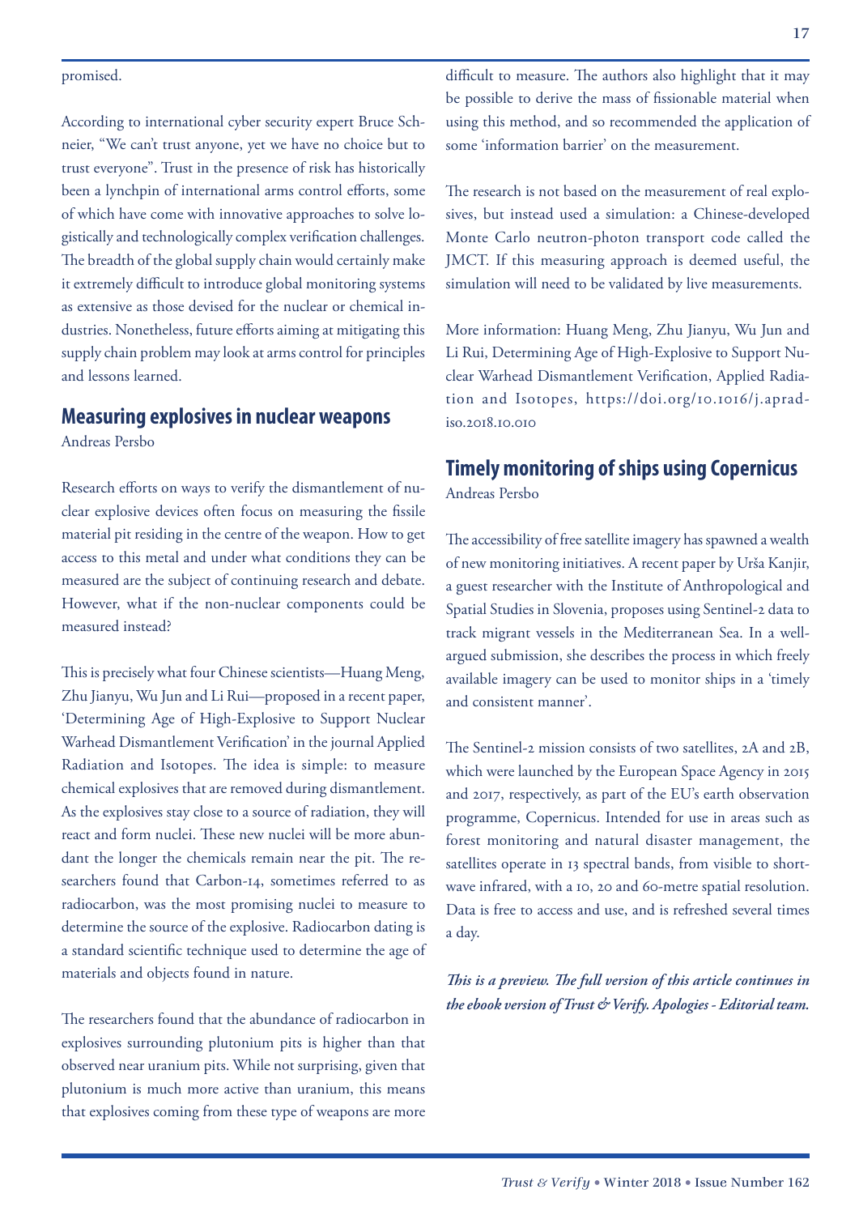promised.

According to international cyber security expert Bruce Schneier, "We can't trust anyone, yet we have no choice but to trust everyone". Trust in the presence of risk has historically been a lynchpin of international arms control efforts, some of which have come with innovative approaches to solve logistically and technologically complex verification challenges. The breadth of the global supply chain would certainly make it extremely difficult to introduce global monitoring systems as extensive as those devised for the nuclear or chemical industries. Nonetheless, future efforts aiming at mitigating this supply chain problem may look at arms control for principles and lessons learned.

## Measuring explosives in nuclear weapons

Andreas Persbo

Research efforts on ways to verify the dismantlement of nuclear explosive devices often focus on measuring the fissile material pit residing in the centre of the weapon. How to get access to this metal and under what conditions they can be measured are the subject of continuing research and debate. However, what if the non-nuclear components could be measured instead?

This is precisely what four Chinese scientists—Huang Meng, Zhu Jianyu, Wu Jun and Li Rui—proposed in a recent paper, 'Determining Age of High-Explosive to Support Nuclear Warhead Dismantlement Verification' in the journal Applied Radiation and Isotopes. The idea is simple: to measure chemical explosives that are removed during dismantlement. As the explosives stay close to a source of radiation, they will react and form nuclei. These new nuclei will be more abundant the longer the chemicals remain near the pit. The researchers found that Carbon-14, sometimes referred to as radiocarbon, was the most promising nuclei to measure to determine the source of the explosive. Radiocarbon dating is a standard scientific technique used to determine the age of materials and objects found in nature.

The researchers found that the abundance of radiocarbon in explosives surrounding plutonium pits is higher than that observed near uranium pits. While not surprising, given that plutonium is much more active than uranium, this means that explosives coming from these type of weapons are more difficult to measure. The authors also highlight that it may be possible to derive the mass of fissionable material when using this method, and so recommended the application of some 'information barrier' on the measurement.

The research is not based on the measurement of real explosives, but instead used a simulation: a Chinese-developed Monte Carlo neutron-photon transport code called the JMCT. If this measuring approach is deemed useful, the simulation will need to be validated by live measurements.

More information: Huang Meng, Zhu Jianyu, Wu Jun and Li Rui, Determining Age of High-Explosive to Support Nuclear Warhead Dismantlement Verification, Applied Radiation and Isotopes, https://doi.org/10.1016/j.apradiso.2018.10.010

## Timely monitoring of ships using Copernicus

Andreas Persbo

The accessibility of free satellite imagery has spawned a wealth of new monitoring initiatives. A recent paper by Urša Kanjir, a guest researcher with the Institute of Anthropological and Spatial Studies in Slovenia, proposes using Sentinel-2 data to track migrant vessels in the Mediterranean Sea. In a well-argued submission, she describes the process in which freely available imagery can be used to monitor ships in a 'timely and consistent manner'.

The Sentinel-2 mission consists of two satellites, 2A and 2B, which were launched by the European Space Agency in 2015 and 2017, respectively, as part of the EU's earth observation programme, Copernicus. Intended for use in areas such as forest monitoring and natural disaster management, the satellites operate in 13 spectral bands, from visible to shortwave infrared, with a 10, 20 and 60-metre spatial resolution. Data is free to access and use, and is refreshed several times a day.

***This is a preview. The full version of this article continues in the ebook version of Trust & Verify. Apologies - Editorial team.***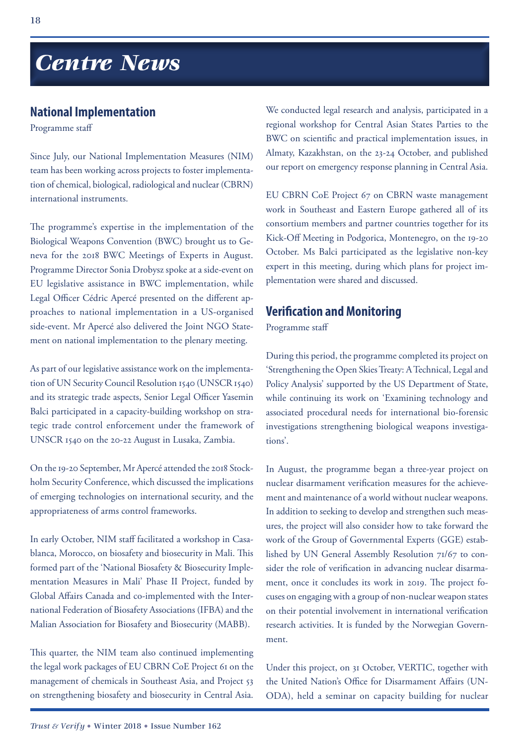# Centre News

## National Implementation

Programme staff

Since July, our National Implementation Measures (NIM) team has been working across projects to foster implementation of chemical, biological, radiological and nuclear (CBRN) international instruments.

The programme's expertise in the implementation of the Biological Weapons Convention (BWC) brought us to Geneva for the 2018 BWC Meetings of Experts in August. Programme Director Sonia Drobysz spoke at a side-event on EU legislative assistance in BWC implementation, while Legal Officer Cédric Apercé presented on the different approaches to national implementation in a US-organised side-event. Mr Apercé also delivered the Joint NGO Statement on national implementation to the plenary meeting.

As part of our legislative assistance work on the implementation of UN Security Council Resolution 1540 (UNSCR 1540) and its strategic trade aspects, Senior Legal Officer Yasemin Balci participated in a capacity-building workshop on strategic trade control enforcement under the framework of UNSCR 1540 on the 20-22 August in Lusaka, Zambia.

On the 19-20 September, Mr Apercé attended the 2018 Stockholm Security Conference, which discussed the implications of emerging technologies on international security, and the appropriateness of arms control frameworks.

In early October, NIM staff facilitated a workshop in Casablanca, Morocco, on biosafety and biosecurity in Mali. This formed part of the 'National Biosafety & Biosecurity Implementation Measures in Mali' Phase II Project, funded by Global Affairs Canada and co-implemented with the International Federation of Biosafety Associations (IFBA) and the Malian Association for Biosafety and Biosecurity (MABB).

This quarter, the NIM team also continued implementing the legal work packages of EU CBRN CoE Project 61 on the management of chemicals in Southeast Asia, and Project 53 on strengthening biosafety and biosecurity in Central Asia. We conducted legal research and analysis, participated in a regional workshop for Central Asian States Parties to the BWC on scientific and practical implementation issues, in Almaty, Kazakhstan, on the 23-24 October, and published our report on emergency response planning in Central Asia.

EU CBRN CoE Project 67 on CBRN waste management work in Southeast and Eastern Europe gathered all of its consortium members and partner countries together for its Kick-Off Meeting in Podgorica, Montenegro, on the 19-20 October. Ms Balci participated as the legislative non-key expert in this meeting, during which plans for project implementation were shared and discussed.

## Verification and Monitoring

Programme staff

During this period, the programme completed its project on 'Strengthening the Open Skies Treaty: A Technical, Legal and Policy Analysis' supported by the US Department of State, while continuing its work on 'Examining technology and associated procedural needs for international bio-forensic investigations strengthening biological weapons investigations'.

In August, the programme began a three-year project on nuclear disarmament verification measures for the achievement and maintenance of a world without nuclear weapons. In addition to seeking to develop and strengthen such measures, the project will also consider how to take forward the work of the Group of Governmental Experts (GGE) established by UN General Assembly Resolution 71/67 to consider the role of verification in advancing nuclear disarmament, once it concludes its work in 2019. The project focuses on engaging with a group of non-nuclear weapon states on their potential involvement in international verification research activities. It is funded by the Norwegian Government.

Under this project, on 31 October, VERTIC, together with the United Nation's Office for Disarmament Affairs (UNODA), held a seminar on capacity building for nuclear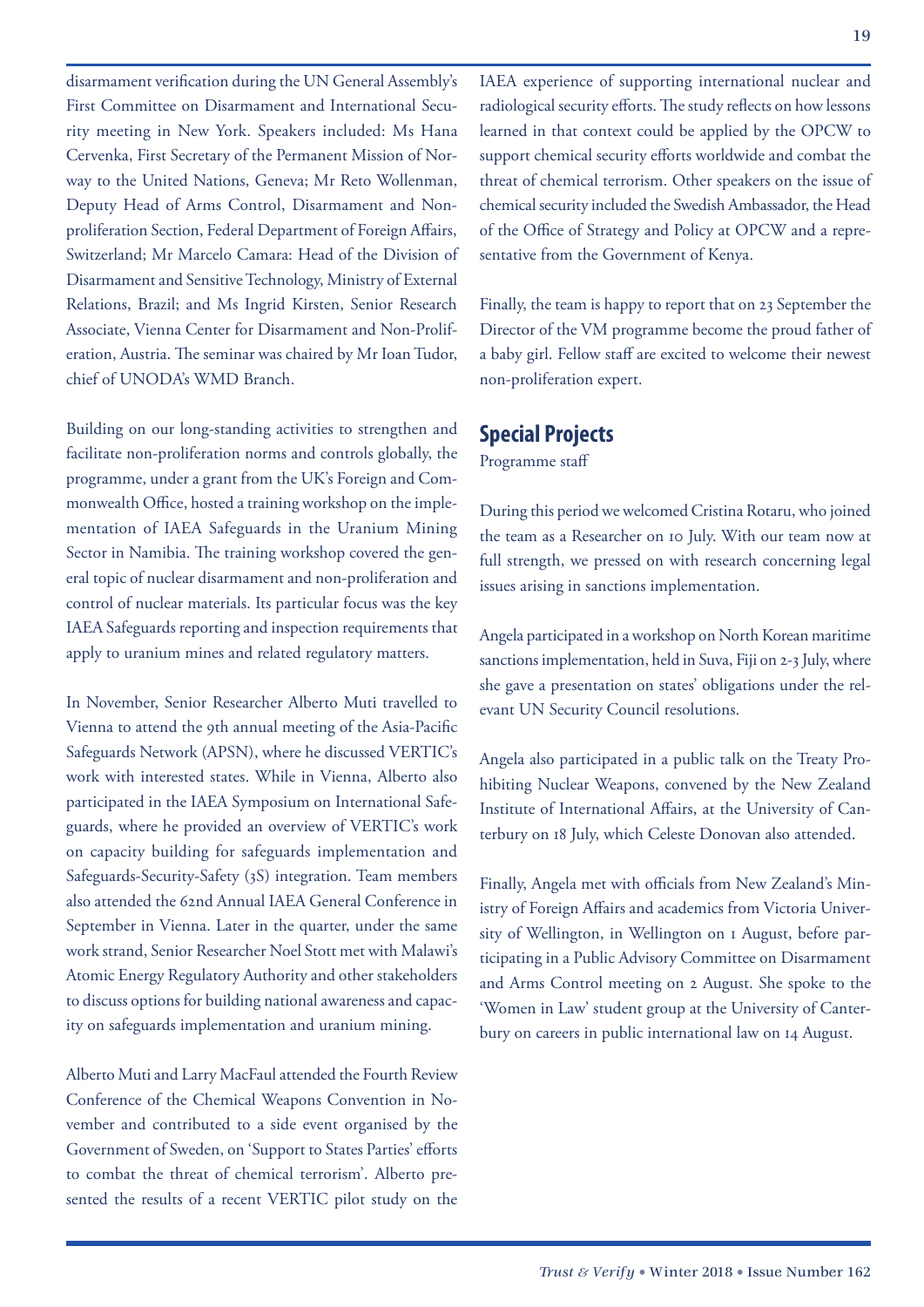disarmament verification during the UN General Assembly's First Committee on Disarmament and International Security meeting in New York. Speakers included: Ms Hana Cervenka, First Secretary of the Permanent Mission of Norway to the United Nations, Geneva; Mr Reto Wollenman, Deputy Head of Arms Control, Disarmament and Non-proliferation Section, Federal Department of Foreign Affairs, Switzerland; Mr Marcelo Camara: Head of the Division of Disarmament and Sensitive Technology, Ministry of External Relations, Brazil; and Ms Ingrid Kirsten, Senior Research Associate, Vienna Center for Disarmament and Non-Proliferation, Austria. The seminar was chaired by Mr Ioan Tudor, chief of UNODA's WMD Branch.

Building on our long-standing activities to strengthen and facilitate non-proliferation norms and controls globally, the programme, under a grant from the UK's Foreign and Commonwealth Office, hosted a training workshop on the implementation of IAEA Safeguards in the Uranium Mining Sector in Namibia. The training workshop covered the general topic of nuclear disarmament and non-proliferation and control of nuclear materials. Its particular focus was the key IAEA Safeguards reporting and inspection requirements that apply to uranium mines and related regulatory matters.

In November, Senior Researcher Alberto Muti travelled to Vienna to attend the 9th annual meeting of the Asia-Pacific Safeguards Network (APSN), where he discussed VERTIC's work with interested states. While in Vienna, Alberto also participated in the IAEA Symposium on International Safeguards, where he provided an overview of VERTIC's work on capacity building for safeguards implementation and Safeguards-Security-Safety (3S) integration. Team members also attended the 62nd Annual IAEA General Conference in September in Vienna. Later in the quarter, under the same work strand, Senior Researcher Noel Stott met with Malawi's Atomic Energy Regulatory Authority and other stakeholders to discuss options for building national awareness and capacity on safeguards implementation and uranium mining.

Alberto Muti and Larry MacFaul attended the Fourth Review Conference of the Chemical Weapons Convention in November and contributed to a side event organised by the Government of Sweden, on 'Support to States Parties' efforts to combat the threat of chemical terrorism'. Alberto presented the results of a recent VERTIC pilot study on the IAEA experience of supporting international nuclear and radiological security efforts. The study reflects on how lessons learned in that context could be applied by the OPCW to support chemical security efforts worldwide and combat the threat of chemical terrorism. Other speakers on the issue of chemical security included the Swedish Ambassador, the Head of the Office of Strategy and Policy at OPCW and a representative from the Government of Kenya.

Finally, the team is happy to report that on 23 September the Director of the VM programme become the proud father of a baby girl. Fellow staff are excited to welcome their newest non-proliferation expert.

## Special Projects

Programme staff

During this period we welcomed Cristina Rotaru, who joined the team as a Researcher on 10 July. With our team now at full strength, we pressed on with research concerning legal issues arising in sanctions implementation.

Angela participated in a workshop on North Korean maritime sanctions implementation, held in Suva, Fiji on 2-3 July, where she gave a presentation on states' obligations under the relevant UN Security Council resolutions.

Angela also participated in a public talk on the Treaty Prohibiting Nuclear Weapons, convened by the New Zealand Institute of International Affairs, at the University of Canterbury on 18 July, which Celeste Donovan also attended.

Finally, Angela met with officials from New Zealand's Ministry of Foreign Affairs and academics from Victoria University of Wellington, in Wellington on 1 August, before participating in a Public Advisory Committee on Disarmament and Arms Control meeting on 2 August. She spoke to the 'Women in Law' student group at the University of Canterbury on careers in public international law on 14 August.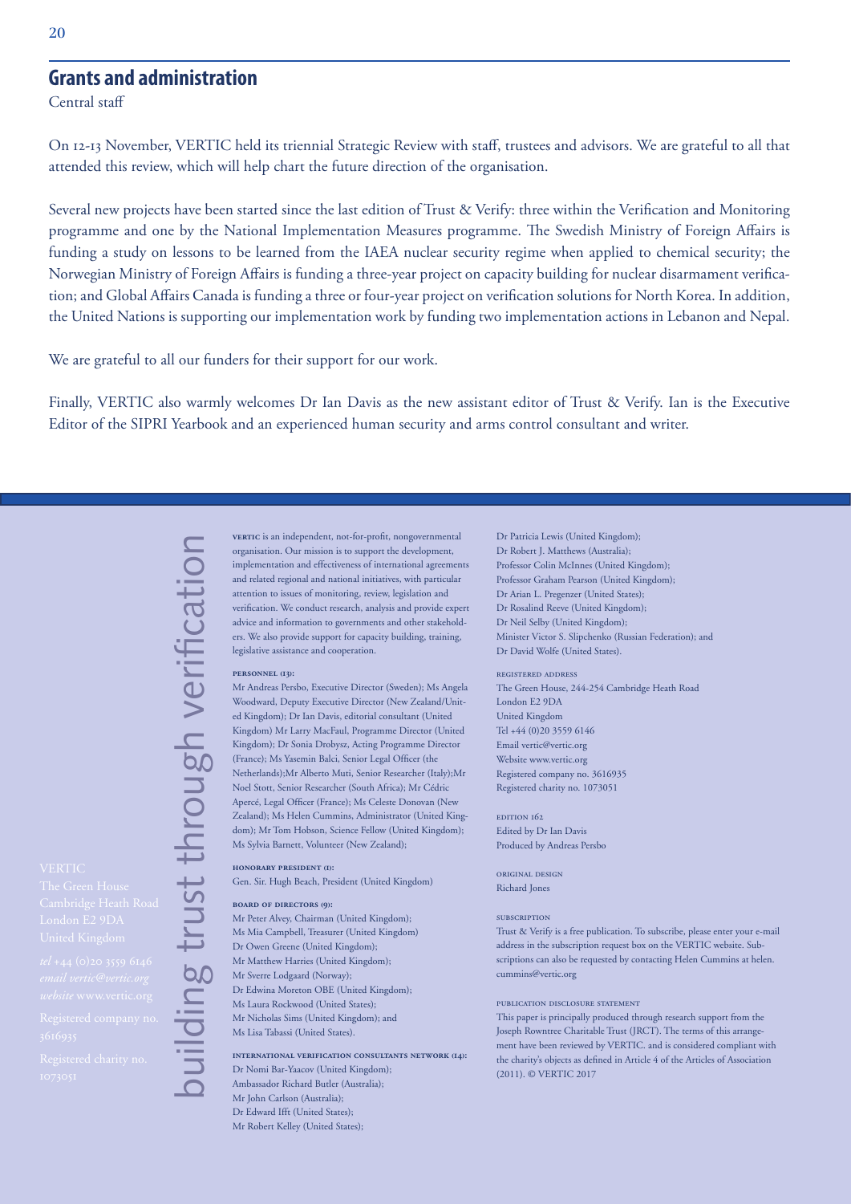## Grants and administration

Central staff

On 12-13 November, VERTIC held its triennial Strategic Review with staff, trustees and advisors. We are grateful to all that attended this review, which will help chart the future direction of the organisation.

Several new projects have been started since the last edition of Trust & Verify: three within the Verification and Monitoring programme and one by the National Implementation Measures programme. The Swedish Ministry of Foreign Affairs is funding a study on lessons to be learned from the IAEA nuclear security regime when applied to chemical security; the Norwegian Ministry of Foreign Affairs is funding a three-year project on capacity building for nuclear disarmament verification; and Global Affairs Canada is funding a three or four-year project on verification solutions for North Korea. In addition, the United Nations is supporting our implementation work by funding two implementation actions in Lebanon and Nepal.

We are grateful to all our funders for their support for our work.

Finally, VERTIC also warmly welcomes Dr Ian Davis as the new assistant editor of Trust & Verify. Ian is the Executive Editor of the SIPRI Yearbook and an experienced human security and arms control consultant and writer.

VERTIC
The Green House
Cambridge Heath Road
London E2 9DA
United Kingdom

*tel* +44 (0)20 3559 6146
*email* vertic@vertic.org
*website* www.vertic.org

Registered company no. 3616935

Registered charity no. 1073051

building trust through verification

**VERTIC** is an independent, not-for-profit, nongovernmental organisation. Our mission is to support the development, implementation and effectiveness of international agreements and related regional and national initiatives, with particular attention to issues of monitoring, review, legislation and verification. We conduct research, analysis and provide expert advice and information to governments and other stakeholders. We also provide support for capacity building, training, legislative assistance and cooperation.

**PERSONNEL (13):**
Mr Andreas Persbo, Executive Director (Sweden); Ms Angela Woodward, Deputy Executive Director (New Zealand/United Kingdom); Dr Ian Davis, editorial consultant (United Kingdom) Mr Larry MacFaul, Programme Director (United Kingdom); Dr Sonia Drobysz, Acting Programme Director (France); Ms Yasemin Balci, Senior Legal Officer (the Netherlands);Mr Alberto Muti, Senior Researcher (Italy);Mr Noel Stott, Senior Researcher (South Africa); Mr Cédric Apercé, Legal Officer (France); Ms Celeste Donovan (New Zealand); Ms Helen Cummins, Administrator (United Kingdom); Mr Tom Hobson, Science Fellow (United Kingdom); Ms Sylvia Barnett, Volunteer (New Zealand);

**HONORARY PRESIDENT (1):**
Gen. Sir. Hugh Beach, President (United Kingdom)

**BOARD OF DIRECTORS (9):**
Mr Peter Alvey, Chairman (United Kingdom);
Ms Mia Campbell, Treasurer (United Kingdom)
Dr Owen Greene (United Kingdom);
Mr Matthew Harries (United Kingdom);
Mr Sverre Lodgaard (Norway);
Dr Edwina Moreton OBE (United Kingdom);
Ms Laura Rockwood (United States);
Mr Nicholas Sims (United Kingdom); and
Ms Lisa Tabassi (United States).

**INTERNATIONAL VERIFICATION CONSULTANTS NETWORK (14):**
Dr Nomi Bar-Yaacov (United Kingdom);
Ambassador Richard Butler (Australia);
Mr John Carlson (Australia);
Dr Edward Ifft (United States);
Mr Robert Kelley (United States);
Dr Patricia Lewis (United Kingdom);
Dr Robert J. Matthews (Australia);
Professor Colin McInnes (United Kingdom);
Professor Graham Pearson (United Kingdom);
Dr Arian L. Pregenzer (United States);
Dr Rosalind Reeve (United Kingdom);
Dr Neil Selby (United Kingdom);
Minister Victor S. Slipchenko (Russian Federation); and
Dr David Wolfe (United States).

**REGISTERED ADDRESS**
The Green House, 244-254 Cambridge Heath Road
London E2 9DA
United Kingdom
Tel +44 (0)20 3559 6146
Email vertic@vertic.org
Website www.vertic.org
Registered company no. 3616935
Registered charity no. 1073051

**EDITION 162**
Edited by Dr Ian Davis
Produced by Andreas Persbo

**ORIGINAL DESIGN**
Richard Jones

**SUBSCRIPTION**
Trust & Verify is a free publication. To subscribe, please enter your e-mail address in the subscription request box on the VERTIC website. Subscriptions can also be requested by contacting Helen Cummins at helen.cummins@vertic.org

**PUBLICATION DISCLOSURE STATEMENT**
This paper is principally produced through research support from the Joseph Rowntree Charitable Trust (JRCT). The terms of this arrangement have been reviewed by VERTIC. and is considered compliant with the charity's objects as defined in Article 4 of the Articles of Association (2011). © VERTIC 2017